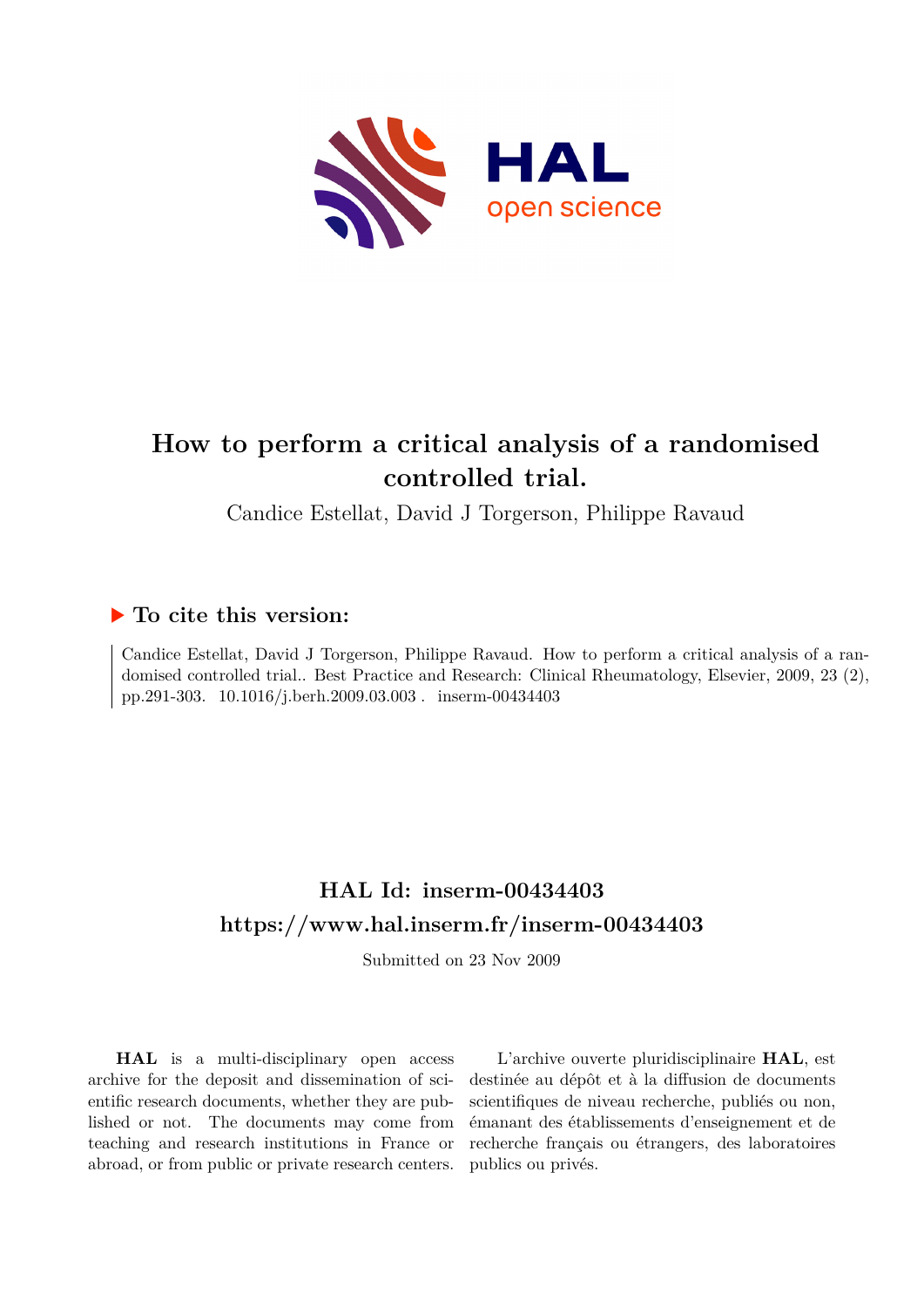# How to perform a critical analysis of a randomised controlled trial.

Candice Estellat, David J Torgerson, Philippe Ravaud

## To cite this version:

Candice Estellat, David J Torgerson, Philippe Ravaud. How to perform a critical analysis of a randomised controlled trial.. Best Practice and Research: Clinical Rheumatology, Elsevier, 2009, 23 (2), pp.291-303. 10.1016/j.berh.2009.03.003 . inserm-00434403

## HAL Id: inserm-00434403

## https://www.hal.inserm.fr/inserm-00434403

Submitted on 23 Nov 2009

**HAL** is a multi-disciplinary open access archive for the deposit and dissemination of scientific research documents, whether they are published or not. The documents may come from teaching and research institutions in France or abroad, or from public or private research centers.

L'archive ouverte pluridisciplinaire **HAL**, est destinée au dépôt et à la diffusion de documents scientifiques de niveau recherche, publiés ou non, émanant des établissements d'enseignement et de recherche français ou étrangers, des laboratoires publics ou privés.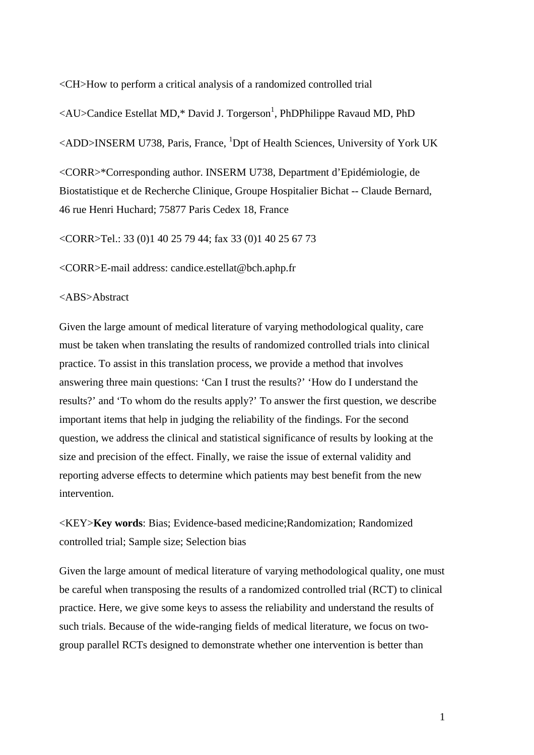<CH>How to perform a critical analysis of a randomized controlled trial

<AU>Candice Estellat MD,* David J. Torgerson[1], PhDPhilippe Ravaud MD, PhD

<ADD>INSERM U738, Paris, France, [1]Dpt of Health Sciences, University of York UK

<CORR>*Corresponding author. INSERM U738, Department d'Epidémiologie, de Biostatistique et de Recherche Clinique, Groupe Hospitalier Bichat -- Claude Bernard, 46 rue Henri Huchard; 75877 Paris Cedex 18, France

<CORR>Tel.: 33 (0)1 40 25 79 44; fax 33 (0)1 40 25 67 73

<CORR>E-mail address: candice.estellat@bch.aphp.fr

<ABS>Abstract

Given the large amount of medical literature of varying methodological quality, care must be taken when translating the results of randomized controlled trials into clinical practice. To assist in this translation process, we provide a method that involves answering three main questions: 'Can I trust the results?' 'How do I understand the results?' and 'To whom do the results apply?' To answer the first question, we describe important items that help in judging the reliability of the findings. For the second question, we address the clinical and statistical significance of results by looking at the size and precision of the effect. Finally, we raise the issue of external validity and reporting adverse effects to determine which patients may best benefit from the new intervention.

<KEY>**Key words**: Bias; Evidence-based medicine;Randomization; Randomized controlled trial; Sample size; Selection bias

Given the large amount of medical literature of varying methodological quality, one must be careful when transposing the results of a randomized controlled trial (RCT) to clinical practice. Here, we give some keys to assess the reliability and understand the results of such trials. Because of the wide-ranging fields of medical literature, we focus on two-group parallel RCTs designed to demonstrate whether one intervention is better than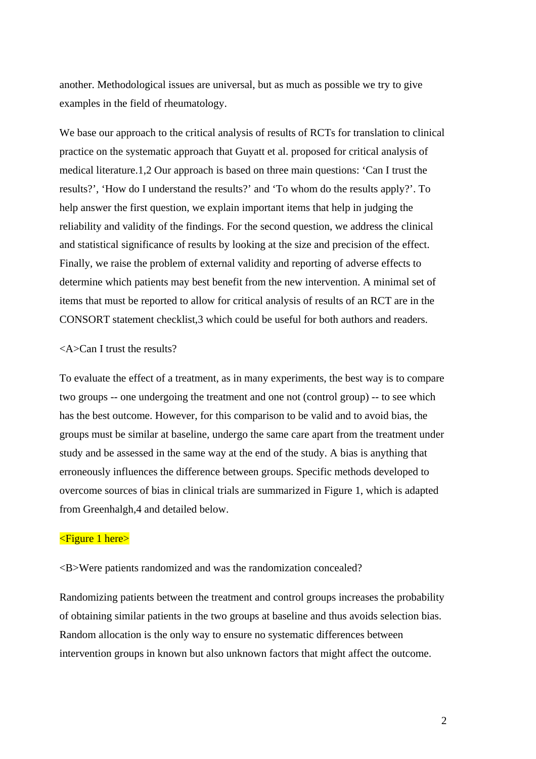another. Methodological issues are universal, but as much as possible we try to give examples in the field of rheumatology.

We base our approach to the critical analysis of results of RCTs for translation to clinical practice on the systematic approach that Guyatt et al. proposed for critical analysis of medical literature.[1,2] Our approach is based on three main questions: 'Can I trust the results?', 'How do I understand the results?' and 'To whom do the results apply?'. To help answer the first question, we explain important items that help in judging the reliability and validity of the findings. For the second question, we address the clinical and statistical significance of results by looking at the size and precision of the effect. Finally, we raise the problem of external validity and reporting of adverse effects to determine which patients may best benefit from the new intervention. A minimal set of items that must be reported to allow for critical analysis of results of an RCT are in the CONSORT statement checklist,[3] which could be useful for both authors and readers.

<A>Can I trust the results?

To evaluate the effect of a treatment, as in many experiments, the best way is to compare two groups -- one undergoing the treatment and one not (control group) -- to see which has the best outcome. However, for this comparison to be valid and to avoid bias, the groups must be similar at baseline, undergo the same care apart from the treatment under study and be assessed in the same way at the end of the study. A bias is anything that erroneously influences the difference between groups. Specific methods developed to overcome sources of bias in clinical trials are summarized in Figure 1, which is adapted from Greenhalgh,[4] and detailed below.

<Figure 1 here>

<B>Were patients randomized and was the randomization concealed?

Randomizing patients between the treatment and control groups increases the probability of obtaining similar patients in the two groups at baseline and thus avoids selection bias. Random allocation is the only way to ensure no systematic differences between intervention groups in known but also unknown factors that might affect the outcome.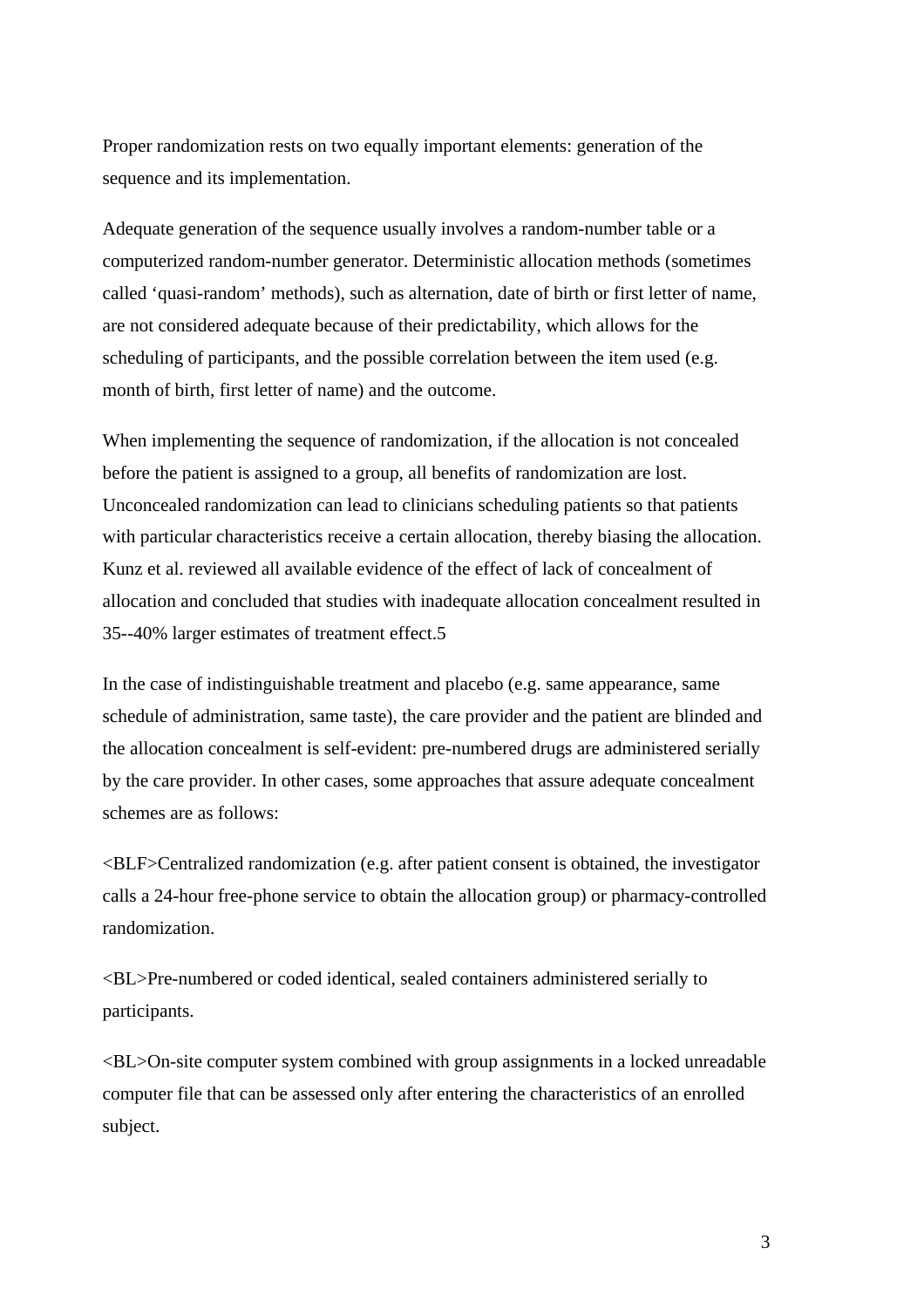Proper randomization rests on two equally important elements: generation of the sequence and its implementation.

Adequate generation of the sequence usually involves a random-number table or a computerized random-number generator. Deterministic allocation methods (sometimes called 'quasi-random' methods), such as alternation, date of birth or first letter of name, are not considered adequate because of their predictability, which allows for the scheduling of participants, and the possible correlation between the item used (e.g. month of birth, first letter of name) and the outcome.

When implementing the sequence of randomization, if the allocation is not concealed before the patient is assigned to a group, all benefits of randomization are lost. Unconcealed randomization can lead to clinicians scheduling patients so that patients with particular characteristics receive a certain allocation, thereby biasing the allocation. Kunz et al. reviewed all available evidence of the effect of lack of concealment of allocation and concluded that studies with inadequate allocation concealment resulted in 35--40% larger estimates of treatment effect.5

In the case of indistinguishable treatment and placebo (e.g. same appearance, same schedule of administration, same taste), the care provider and the patient are blinded and the allocation concealment is self-evident: pre-numbered drugs are administered serially by the care provider. In other cases, some approaches that assure adequate concealment schemes are as follows:

<BLF>Centralized randomization (e.g. after patient consent is obtained, the investigator calls a 24-hour free-phone service to obtain the allocation group) or pharmacy-controlled randomization.

<BL>Pre-numbered or coded identical, sealed containers administered serially to participants.

<BL>On-site computer system combined with group assignments in a locked unreadable computer file that can be assessed only after entering the characteristics of an enrolled subject.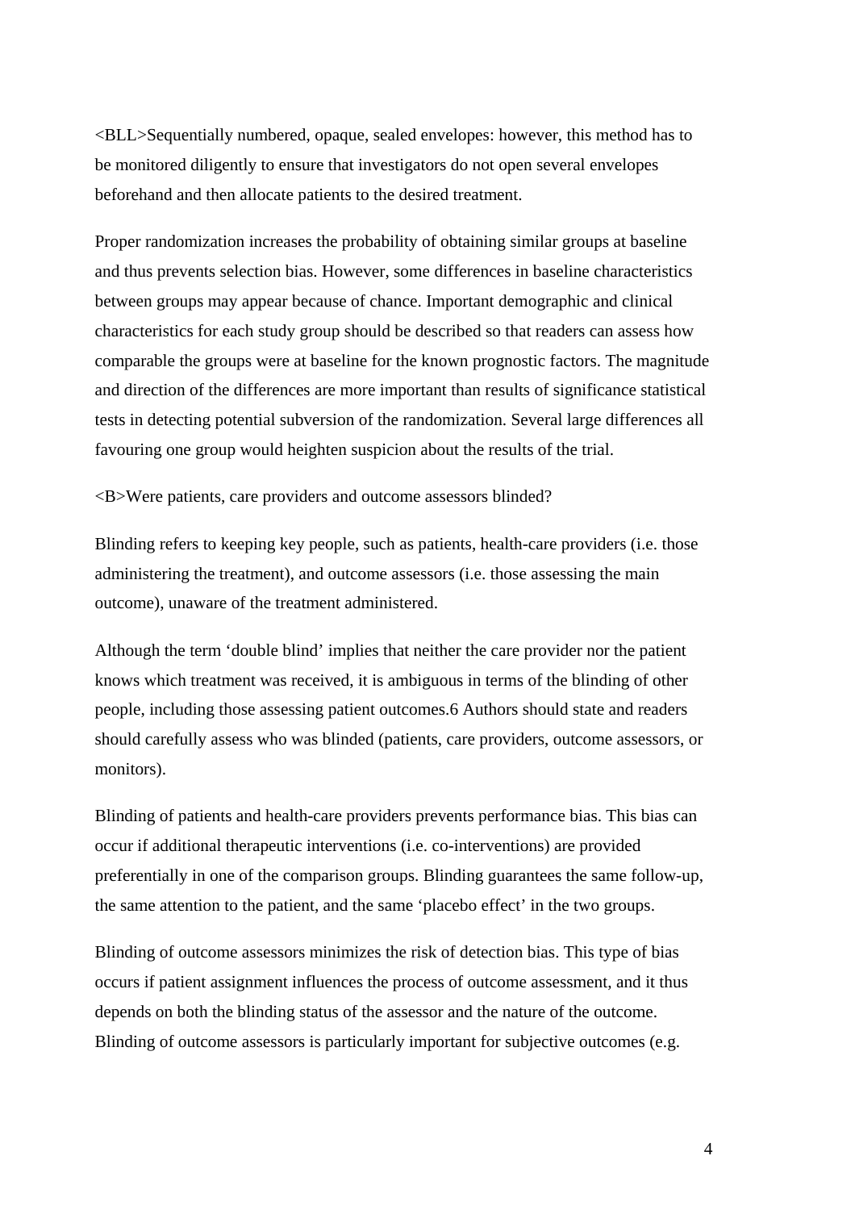<BLL>Sequentially numbered, opaque, sealed envelopes: however, this method has to be monitored diligently to ensure that investigators do not open several envelopes beforehand and then allocate patients to the desired treatment.

Proper randomization increases the probability of obtaining similar groups at baseline and thus prevents selection bias. However, some differences in baseline characteristics between groups may appear because of chance. Important demographic and clinical characteristics for each study group should be described so that readers can assess how comparable the groups were at baseline for the known prognostic factors. The magnitude and direction of the differences are more important than results of significance statistical tests in detecting potential subversion of the randomization. Several large differences all favouring one group would heighten suspicion about the results of the trial.

<B>Were patients, care providers and outcome assessors blinded?

Blinding refers to keeping key people, such as patients, health-care providers (i.e. those administering the treatment), and outcome assessors (i.e. those assessing the main outcome), unaware of the treatment administered.

Although the term ‘double blind’ implies that neither the care provider nor the patient knows which treatment was received, it is ambiguous in terms of the blinding of other people, including those assessing patient outcomes.6 Authors should state and readers should carefully assess who was blinded (patients, care providers, outcome assessors, or monitors).

Blinding of patients and health-care providers prevents performance bias. This bias can occur if additional therapeutic interventions (i.e. co-interventions) are provided preferentially in one of the comparison groups. Blinding guarantees the same follow-up, the same attention to the patient, and the same ‘placebo effect’ in the two groups.

Blinding of outcome assessors minimizes the risk of detection bias. This type of bias occurs if patient assignment influences the process of outcome assessment, and it thus depends on both the blinding status of the assessor and the nature of the outcome. Blinding of outcome assessors is particularly important for subjective outcomes (e.g.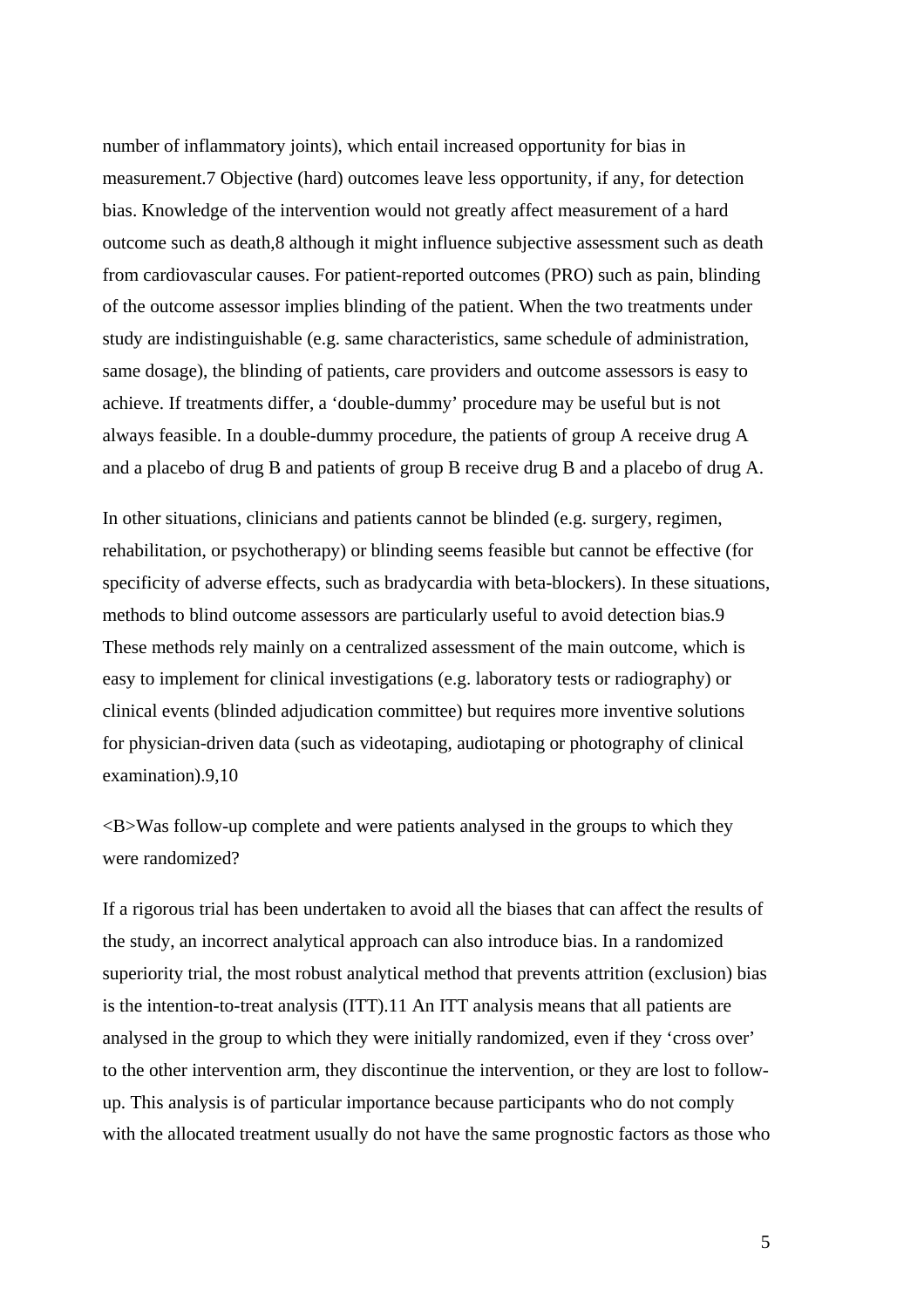number of inflammatory joints), which entail increased opportunity for bias in measurement.[7] Objective (hard) outcomes leave less opportunity, if any, for detection bias. Knowledge of the intervention would not greatly affect measurement of a hard outcome such as death,[8] although it might influence subjective assessment such as death from cardiovascular causes. For patient-reported outcomes (PRO) such as pain, blinding of the outcome assessor implies blinding of the patient. When the two treatments under study are indistinguishable (e.g. same characteristics, same schedule of administration, same dosage), the blinding of patients, care providers and outcome assessors is easy to achieve. If treatments differ, a 'double-dummy' procedure may be useful but is not always feasible. In a double-dummy procedure, the patients of group A receive drug A and a placebo of drug B and patients of group B receive drug B and a placebo of drug A.

In other situations, clinicians and patients cannot be blinded (e.g. surgery, regimen, rehabilitation, or psychotherapy) or blinding seems feasible but cannot be effective (for specificity of adverse effects, such as bradycardia with beta-blockers). In these situations, methods to blind outcome assessors are particularly useful to avoid detection bias.[9] These methods rely mainly on a centralized assessment of the main outcome, which is easy to implement for clinical investigations (e.g. laboratory tests or radiography) or clinical events (blinded adjudication committee) but requires more inventive solutions for physician-driven data (such as videotaping, audiotaping or photography of clinical examination).[9,10]

<B>Was follow-up complete and were patients analysed in the groups to which they were randomized?

If a rigorous trial has been undertaken to avoid all the biases that can affect the results of the study, an incorrect analytical approach can also introduce bias. In a randomized superiority trial, the most robust analytical method that prevents attrition (exclusion) bias is the intention-to-treat analysis (ITT).[11] An ITT analysis means that all patients are analysed in the group to which they were initially randomized, even if they 'cross over' to the other intervention arm, they discontinue the intervention, or they are lost to follow-up. This analysis is of particular importance because participants who do not comply with the allocated treatment usually do not have the same prognostic factors as those who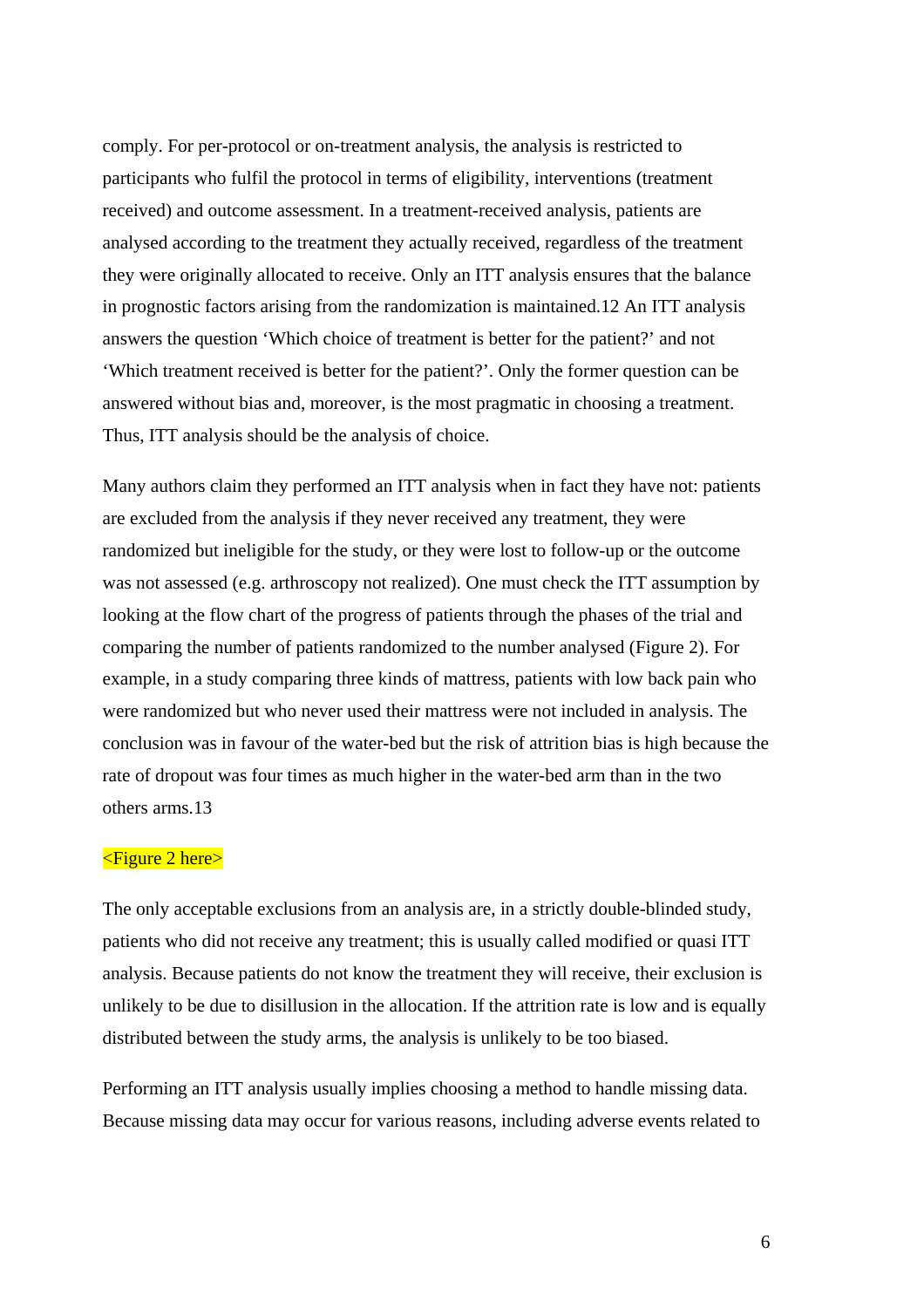comply. For per-protocol or on-treatment analysis, the analysis is restricted to participants who fulfil the protocol in terms of eligibility, interventions (treatment received) and outcome assessment. In a treatment-received analysis, patients are analysed according to the treatment they actually received, regardless of the treatment they were originally allocated to receive. Only an ITT analysis ensures that the balance in prognostic factors arising from the randomization is maintained.12 An ITT analysis answers the question 'Which choice of treatment is better for the patient?' and not 'Which treatment received is better for the patient?'. Only the former question can be answered without bias and, moreover, is the most pragmatic in choosing a treatment. Thus, ITT analysis should be the analysis of choice.

Many authors claim they performed an ITT analysis when in fact they have not: patients are excluded from the analysis if they never received any treatment, they were randomized but ineligible for the study, or they were lost to follow-up or the outcome was not assessed (e.g. arthroscopy not realized). One must check the ITT assumption by looking at the flow chart of the progress of patients through the phases of the trial and comparing the number of patients randomized to the number analysed (Figure 2). For example, in a study comparing three kinds of mattress, patients with low back pain who were randomized but who never used their mattress were not included in analysis. The conclusion was in favour of the water-bed but the risk of attrition bias is high because the rate of dropout was four times as much higher in the water-bed arm than in the two others arms.13

<Figure 2 here>

The only acceptable exclusions from an analysis are, in a strictly double-blinded study, patients who did not receive any treatment; this is usually called modified or quasi ITT analysis. Because patients do not know the treatment they will receive, their exclusion is unlikely to be due to disillusion in the allocation. If the attrition rate is low and is equally distributed between the study arms, the analysis is unlikely to be too biased.

Performing an ITT analysis usually implies choosing a method to handle missing data. Because missing data may occur for various reasons, including adverse events related to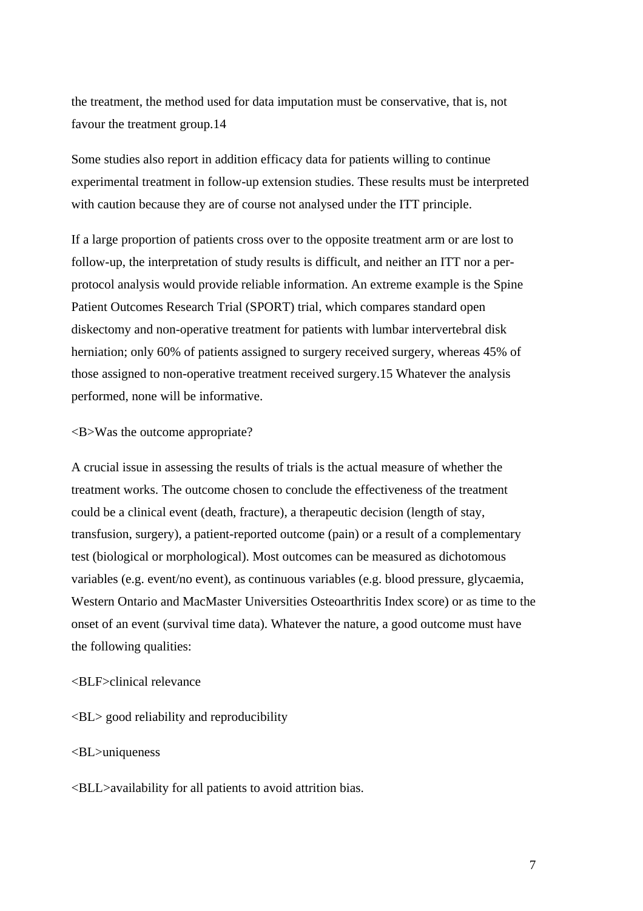the treatment, the method used for data imputation must be conservative, that is, not favour the treatment group.14

Some studies also report in addition efficacy data for patients willing to continue experimental treatment in follow-up extension studies. These results must be interpreted with caution because they are of course not analysed under the ITT principle.

If a large proportion of patients cross over to the opposite treatment arm or are lost to follow-up, the interpretation of study results is difficult, and neither an ITT nor a per-protocol analysis would provide reliable information. An extreme example is the Spine Patient Outcomes Research Trial (SPORT) trial, which compares standard open diskectomy and non-operative treatment for patients with lumbar intervertebral disk herniation; only 60% of patients assigned to surgery received surgery, whereas 45% of those assigned to non-operative treatment received surgery.15 Whatever the analysis performed, none will be informative.

<B>Was the outcome appropriate?

A crucial issue in assessing the results of trials is the actual measure of whether the treatment works. The outcome chosen to conclude the effectiveness of the treatment could be a clinical event (death, fracture), a therapeutic decision (length of stay, transfusion, surgery), a patient-reported outcome (pain) or a result of a complementary test (biological or morphological). Most outcomes can be measured as dichotomous variables (e.g. event/no event), as continuous variables (e.g. blood pressure, glycaemia, Western Ontario and MacMaster Universities Osteoarthritis Index score) or as time to the onset of an event (survival time data). Whatever the nature, a good outcome must have the following qualities:

<BLF>clinical relevance

<BL> good reliability and reproducibility

<BL>uniqueness

<BLL>availability for all patients to avoid attrition bias.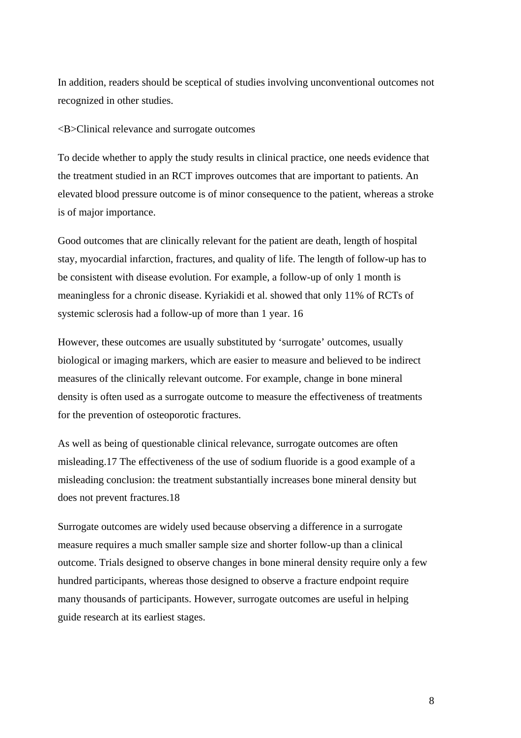In addition, readers should be sceptical of studies involving unconventional outcomes not recognized in other studies.

<B>Clinical relevance and surrogate outcomes

To decide whether to apply the study results in clinical practice, one needs evidence that the treatment studied in an RCT improves outcomes that are important to patients. An elevated blood pressure outcome is of minor consequence to the patient, whereas a stroke is of major importance.

Good outcomes that are clinically relevant for the patient are death, length of hospital stay, myocardial infarction, fractures, and quality of life. The length of follow-up has to be consistent with disease evolution. For example, a follow-up of only 1 month is meaningless for a chronic disease. Kyriakidi et al. showed that only 11% of RCTs of systemic sclerosis had a follow-up of more than 1 year. 16

However, these outcomes are usually substituted by 'surrogate' outcomes, usually biological or imaging markers, which are easier to measure and believed to be indirect measures of the clinically relevant outcome. For example, change in bone mineral density is often used as a surrogate outcome to measure the effectiveness of treatments for the prevention of osteoporotic fractures.

As well as being of questionable clinical relevance, surrogate outcomes are often misleading.17 The effectiveness of the use of sodium fluoride is a good example of a misleading conclusion: the treatment substantially increases bone mineral density but does not prevent fractures.18

Surrogate outcomes are widely used because observing a difference in a surrogate measure requires a much smaller sample size and shorter follow-up than a clinical outcome. Trials designed to observe changes in bone mineral density require only a few hundred participants, whereas those designed to observe a fracture endpoint require many thousands of participants. However, surrogate outcomes are useful in helping guide research at its earliest stages.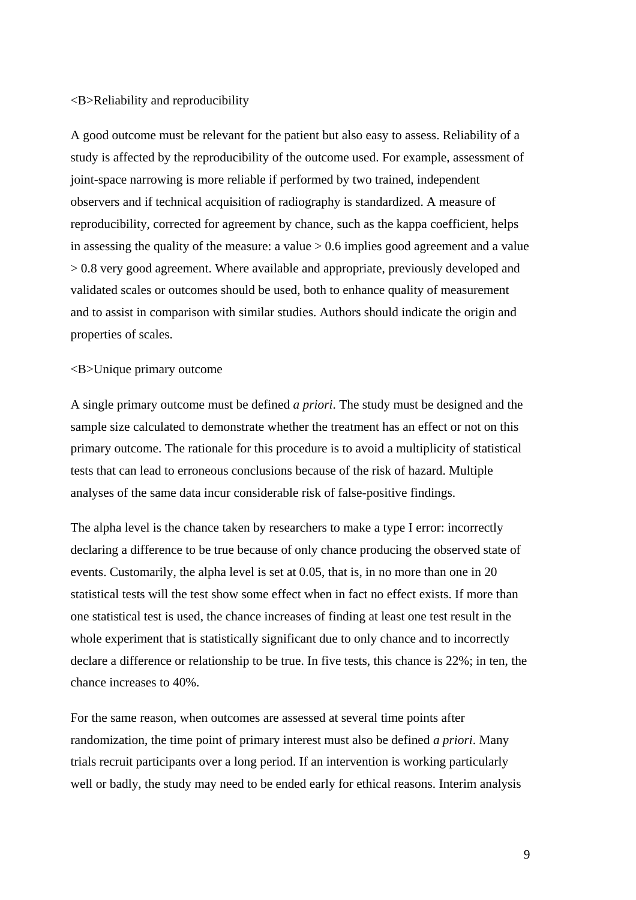<B>Reliability and reproducibility

A good outcome must be relevant for the patient but also easy to assess. Reliability of a study is affected by the reproducibility of the outcome used. For example, assessment of joint-space narrowing is more reliable if performed by two trained, independent observers and if technical acquisition of radiography is standardized. A measure of reproducibility, corrected for agreement by chance, such as the kappa coefficient, helps in assessing the quality of the measure: a value > 0.6 implies good agreement and a value > 0.8 very good agreement. Where available and appropriate, previously developed and validated scales or outcomes should be used, both to enhance quality of measurement and to assist in comparison with similar studies. Authors should indicate the origin and properties of scales.

<B>Unique primary outcome

A single primary outcome must be defined *a priori*. The study must be designed and the sample size calculated to demonstrate whether the treatment has an effect or not on this primary outcome. The rationale for this procedure is to avoid a multiplicity of statistical tests that can lead to erroneous conclusions because of the risk of hazard. Multiple analyses of the same data incur considerable risk of false-positive findings.

The alpha level is the chance taken by researchers to make a type I error: incorrectly declaring a difference to be true because of only chance producing the observed state of events. Customarily, the alpha level is set at 0.05, that is, in no more than one in 20 statistical tests will the test show some effect when in fact no effect exists. If more than one statistical test is used, the chance increases of finding at least one test result in the whole experiment that is statistically significant due to only chance and to incorrectly declare a difference or relationship to be true. In five tests, this chance is 22%; in ten, the chance increases to 40%.

For the same reason, when outcomes are assessed at several time points after randomization, the time point of primary interest must also be defined *a priori*. Many trials recruit participants over a long period. If an intervention is working particularly well or badly, the study may need to be ended early for ethical reasons. Interim analysis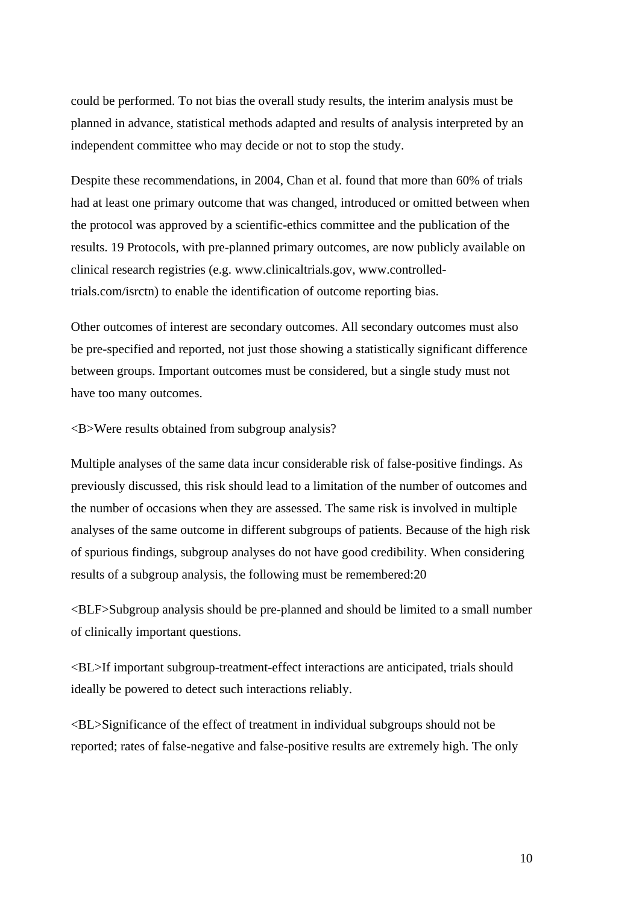could be performed. To not bias the overall study results, the interim analysis must be planned in advance, statistical methods adapted and results of analysis interpreted by an independent committee who may decide or not to stop the study.

Despite these recommendations, in 2004, Chan et al. found that more than 60% of trials had at least one primary outcome that was changed, introduced or omitted between when the protocol was approved by a scientific-ethics committee and the publication of the results. 19 Protocols, with pre-planned primary outcomes, are now publicly available on clinical research registries (e.g. www.clinicaltrials.gov, www.controlled-trials.com/isrctn) to enable the identification of outcome reporting bias.

Other outcomes of interest are secondary outcomes. All secondary outcomes must also be pre-specified and reported, not just those showing a statistically significant difference between groups. Important outcomes must be considered, but a single study must not have too many outcomes.

<B>Were results obtained from subgroup analysis?

Multiple analyses of the same data incur considerable risk of false-positive findings. As previously discussed, this risk should lead to a limitation of the number of outcomes and the number of occasions when they are assessed. The same risk is involved in multiple analyses of the same outcome in different subgroups of patients. Because of the high risk of spurious findings, subgroup analyses do not have good credibility. When considering results of a subgroup analysis, the following must be remembered:20

<BLF>Subgroup analysis should be pre-planned and should be limited to a small number of clinically important questions.

<BL>If important subgroup-treatment-effect interactions are anticipated, trials should ideally be powered to detect such interactions reliably.

<BL>Significance of the effect of treatment in individual subgroups should not be reported; rates of false-negative and false-positive results are extremely high. The only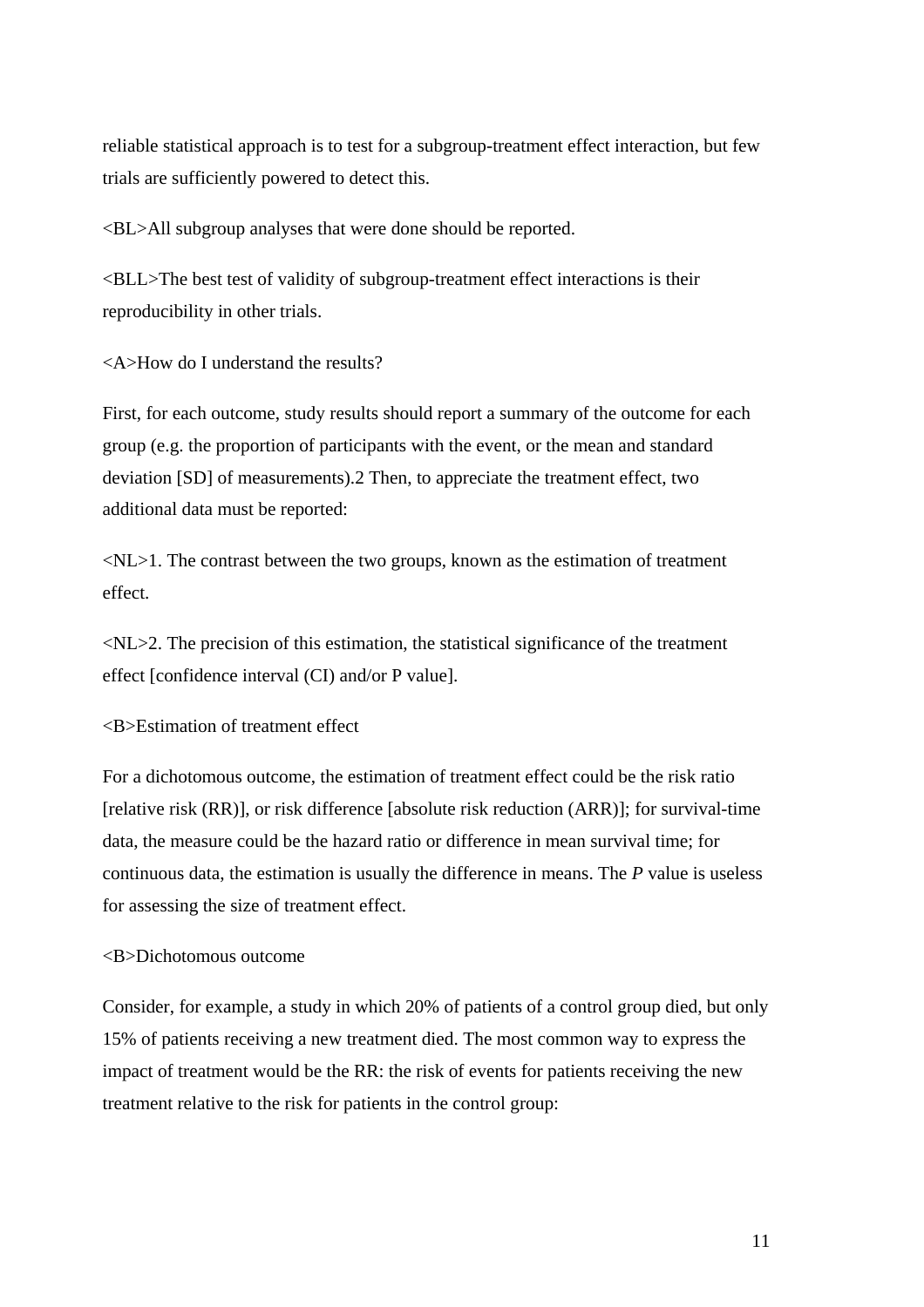reliable statistical approach is to test for a subgroup-treatment effect interaction, but few trials are sufficiently powered to detect this.

<BL>All subgroup analyses that were done should be reported.

<BLL>The best test of validity of subgroup-treatment effect interactions is their reproducibility in other trials.

<A>How do I understand the results?

First, for each outcome, study results should report a summary of the outcome for each group (e.g. the proportion of participants with the event, or the mean and standard deviation [SD] of measurements).2 Then, to appreciate the treatment effect, two additional data must be reported:

<NL>1. The contrast between the two groups, known as the estimation of treatment effect.

<NL>2. The precision of this estimation, the statistical significance of the treatment effect [confidence interval (CI) and/or P value].

<B>Estimation of treatment effect

For a dichotomous outcome, the estimation of treatment effect could be the risk ratio [relative risk (RR)], or risk difference [absolute risk reduction (ARR)]; for survival-time data, the measure could be the hazard ratio or difference in mean survival time; for continuous data, the estimation is usually the difference in means. The *P* value is useless for assessing the size of treatment effect.

<B>Dichotomous outcome

Consider, for example, a study in which 20% of patients of a control group died, but only 15% of patients receiving a new treatment died. The most common way to express the impact of treatment would be the RR: the risk of events for patients receiving the new treatment relative to the risk for patients in the control group: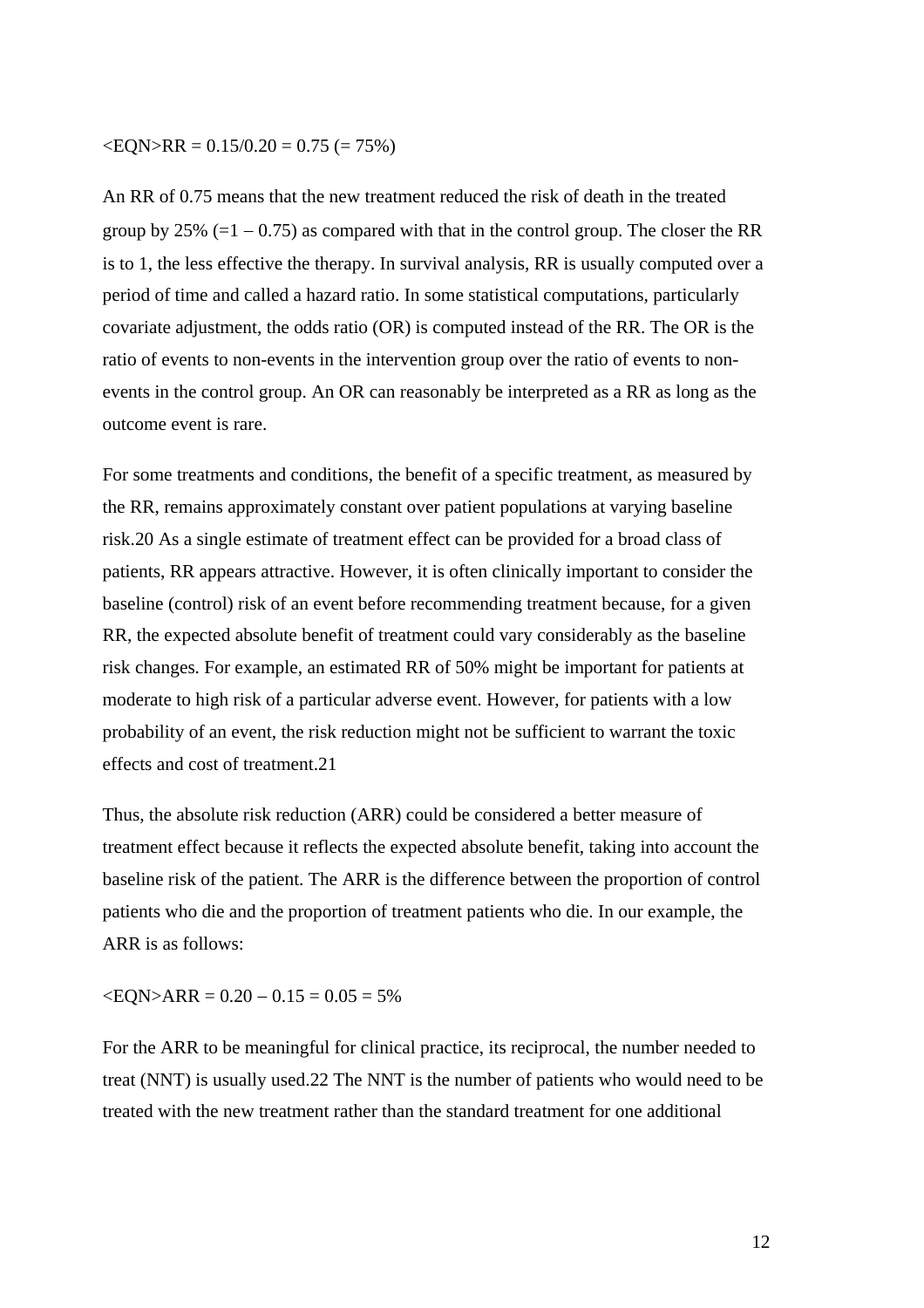<EQN>RR = 0.15/0.20 = 0.75 (= 75%)

An RR of 0.75 means that the new treatment reduced the risk of death in the treated group by 25% (=1 – 0.75) as compared with that in the control group. The closer the RR is to 1, the less effective the therapy. In survival analysis, RR is usually computed over a period of time and called a hazard ratio. In some statistical computations, particularly covariate adjustment, the odds ratio (OR) is computed instead of the RR. The OR is the ratio of events to non-events in the intervention group over the ratio of events to non-events in the control group. An OR can reasonably be interpreted as a RR as long as the outcome event is rare.

For some treatments and conditions, the benefit of a specific treatment, as measured by the RR, remains approximately constant over patient populations at varying baseline risk.20 As a single estimate of treatment effect can be provided for a broad class of patients, RR appears attractive. However, it is often clinically important to consider the baseline (control) risk of an event before recommending treatment because, for a given RR, the expected absolute benefit of treatment could vary considerably as the baseline risk changes. For example, an estimated RR of 50% might be important for patients at moderate to high risk of a particular adverse event. However, for patients with a low probability of an event, the risk reduction might not be sufficient to warrant the toxic effects and cost of treatment.21

Thus, the absolute risk reduction (ARR) could be considered a better measure of treatment effect because it reflects the expected absolute benefit, taking into account the baseline risk of the patient. The ARR is the difference between the proportion of control patients who die and the proportion of treatment patients who die. In our example, the ARR is as follows:

<EQN>ARR = 0.20 – 0.15 = 0.05 = 5%

For the ARR to be meaningful for clinical practice, its reciprocal, the number needed to treat (NNT) is usually used.22 The NNT is the number of patients who would need to be treated with the new treatment rather than the standard treatment for one additional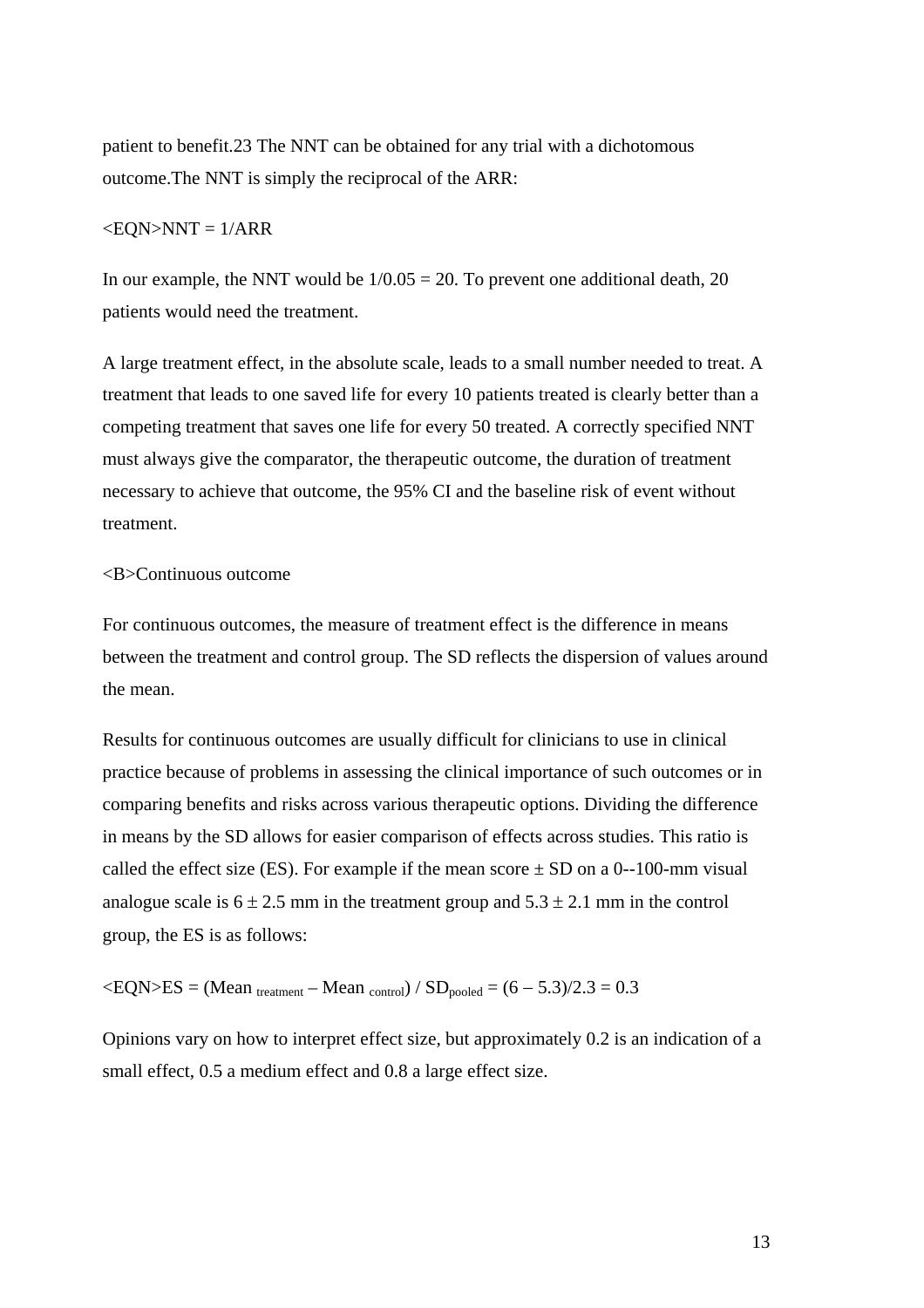patient to benefit.23 The NNT can be obtained for any trial with a dichotomous outcome.The NNT is simply the reciprocal of the ARR:

<EQN>NNT = 1/ARR

In our example, the NNT would be 1/0.05 = 20. To prevent one additional death, 20 patients would need the treatment.

A large treatment effect, in the absolute scale, leads to a small number needed to treat. A treatment that leads to one saved life for every 10 patients treated is clearly better than a competing treatment that saves one life for every 50 treated. A correctly specified NNT must always give the comparator, the therapeutic outcome, the duration of treatment necessary to achieve that outcome, the 95% CI and the baseline risk of event without treatment.

<B>Continuous outcome

For continuous outcomes, the measure of treatment effect is the difference in means between the treatment and control group. The SD reflects the dispersion of values around the mean.

Results for continuous outcomes are usually difficult for clinicians to use in clinical practice because of problems in assessing the clinical importance of such outcomes or in comparing benefits and risks across various therapeutic options. Dividing the difference in means by the SD allows for easier comparison of effects across studies. This ratio is called the effect size (ES). For example if the mean score ± SD on a 0--100-mm visual analogue scale is 6 ± 2.5 mm in the treatment group and 5.3 ± 2.1 mm in the control group, the ES is as follows:

<EQN>$ES = (Mean_{treatment} - Mean_{control}) / SD_{pooled} = (6 - 5.3)/2.3 = 0.3$

Opinions vary on how to interpret effect size, but approximately 0.2 is an indication of a small effect, 0.5 a medium effect and 0.8 a large effect size.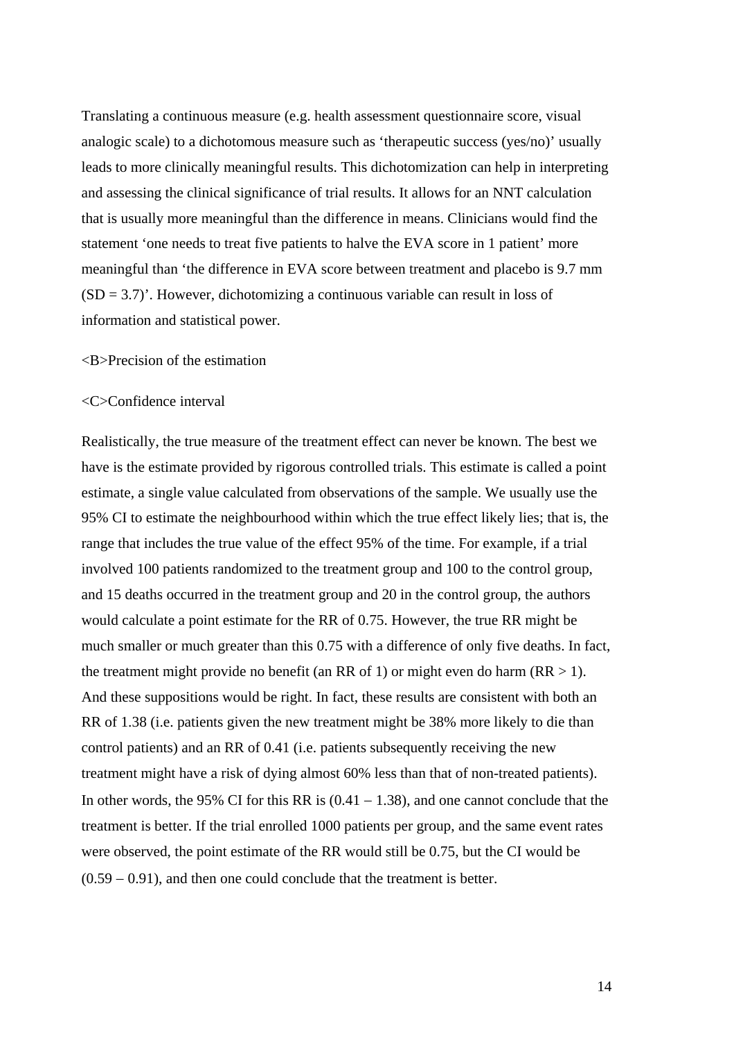Translating a continuous measure (e.g. health assessment questionnaire score, visual analogic scale) to a dichotomous measure such as 'therapeutic success (yes/no)' usually leads to more clinically meaningful results. This dichotomization can help in interpreting and assessing the clinical significance of trial results. It allows for an NNT calculation that is usually more meaningful than the difference in means. Clinicians would find the statement 'one needs to treat five patients to halve the EVA score in 1 patient' more meaningful than 'the difference in EVA score between treatment and placebo is 9.7 mm (SD = 3.7)'. However, dichotomizing a continuous variable can result in loss of information and statistical power.

<B>Precision of the estimation

<C>Confidence interval

Realistically, the true measure of the treatment effect can never be known. The best we have is the estimate provided by rigorous controlled trials. This estimate is called a point estimate, a single value calculated from observations of the sample. We usually use the 95% CI to estimate the neighbourhood within which the true effect likely lies; that is, the range that includes the true value of the effect 95% of the time. For example, if a trial involved 100 patients randomized to the treatment group and 100 to the control group, and 15 deaths occurred in the treatment group and 20 in the control group, the authors would calculate a point estimate for the RR of 0.75. However, the true RR might be much smaller or much greater than this 0.75 with a difference of only five deaths. In fact, the treatment might provide no benefit (an RR of 1) or might even do harm (RR > 1). And these suppositions would be right. In fact, these results are consistent with both an RR of 1.38 (i.e. patients given the new treatment might be 38% more likely to die than control patients) and an RR of 0.41 (i.e. patients subsequently receiving the new treatment might have a risk of dying almost 60% less than that of non-treated patients). In other words, the 95% CI for this RR is (0.41 – 1.38), and one cannot conclude that the treatment is better. If the trial enrolled 1000 patients per group, and the same event rates were observed, the point estimate of the RR would still be 0.75, but the CI would be (0.59 – 0.91), and then one could conclude that the treatment is better.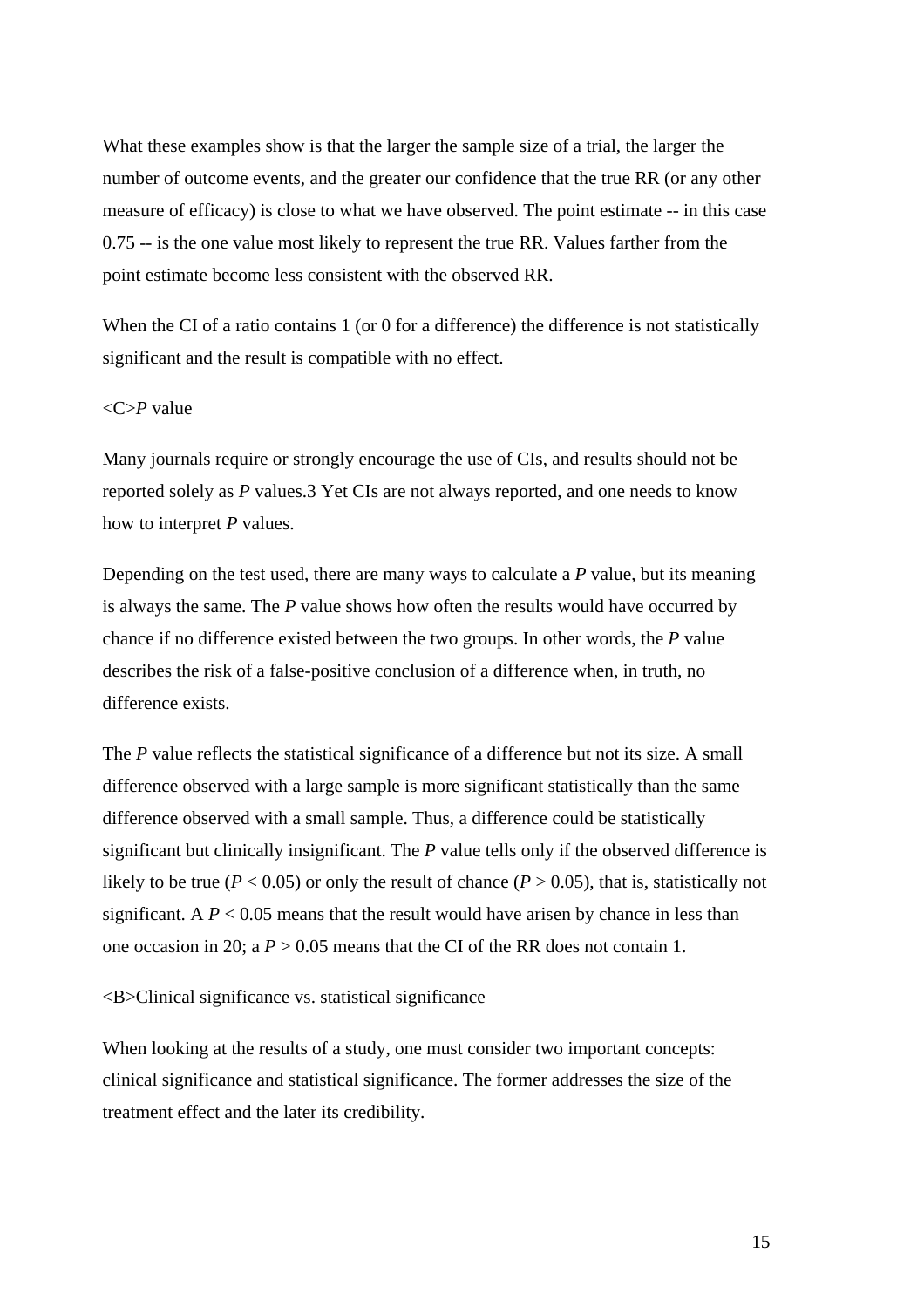What these examples show is that the larger the sample size of a trial, the larger the number of outcome events, and the greater our confidence that the true RR (or any other measure of efficacy) is close to what we have observed. The point estimate -- in this case 0.75 -- is the one value most likely to represent the true RR. Values farther from the point estimate become less consistent with the observed RR.

When the CI of a ratio contains 1 (or 0 for a difference) the difference is not statistically significant and the result is compatible with no effect.

<C>*P* value

Many journals require or strongly encourage the use of CIs, and results should not be reported solely as *P* values.3 Yet CIs are not always reported, and one needs to know how to interpret *P* values.

Depending on the test used, there are many ways to calculate a *P* value, but its meaning is always the same. The *P* value shows how often the results would have occurred by chance if no difference existed between the two groups. In other words, the *P* value describes the risk of a false-positive conclusion of a difference when, in truth, no difference exists.

The *P* value reflects the statistical significance of a difference but not its size. A small difference observed with a large sample is more significant statistically than the same difference observed with a small sample. Thus, a difference could be statistically significant but clinically insignificant. The *P* value tells only if the observed difference is likely to be true ($P < 0.05$) or only the result of chance ($P > 0.05$), that is, statistically not significant. A $P < 0.05$ means that the result would have arisen by chance in less than one occasion in 20; a $P > 0.05$ means that the CI of the RR does not contain 1.

<B>Clinical significance vs. statistical significance

When looking at the results of a study, one must consider two important concepts: clinical significance and statistical significance. The former addresses the size of the treatment effect and the later its credibility.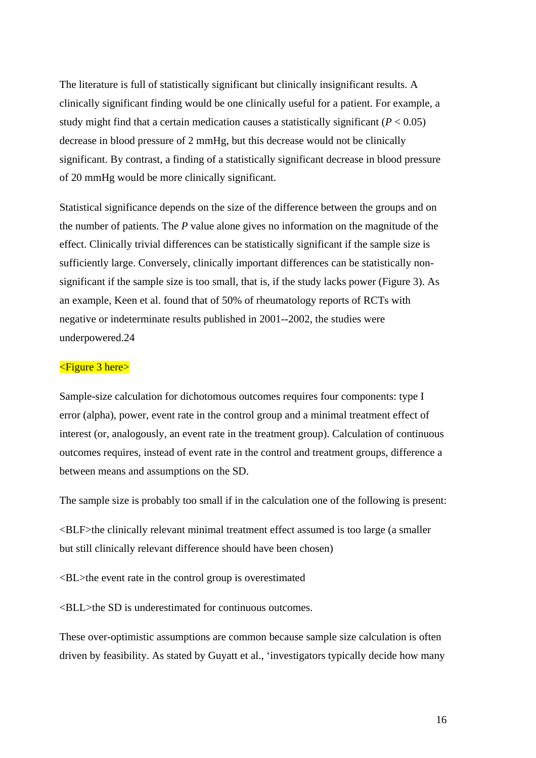The literature is full of statistically significant but clinically insignificant results. A clinically significant finding would be one clinically useful for a patient. For example, a study might find that a certain medication causes a statistically significant ($P < 0.05$) decrease in blood pressure of 2 mmHg, but this decrease would not be clinically significant. By contrast, a finding of a statistically significant decrease in blood pressure of 20 mmHg would be more clinically significant.

Statistical significance depends on the size of the difference between the groups and on the number of patients. The *P* value alone gives no information on the magnitude of the effect. Clinically trivial differences can be statistically significant if the sample size is sufficiently large. Conversely, clinically important differences can be statistically non-significant if the sample size is too small, that is, if the study lacks power (Figure 3). As an example, Keen et al. found that of 50% of rheumatology reports of RCTs with negative or indeterminate results published in 2001--2002, the studies were underpowered.24

<Figure 3 here>

Sample-size calculation for dichotomous outcomes requires four components: type I error (alpha), power, event rate in the control group and a minimal treatment effect of interest (or, analogously, an event rate in the treatment group). Calculation of continuous outcomes requires, instead of event rate in the control and treatment groups, difference a between means and assumptions on the SD.

The sample size is probably too small if in the calculation one of the following is present:

<BLF>the clinically relevant minimal treatment effect assumed is too large (a smaller but still clinically relevant difference should have been chosen)

<BL>the event rate in the control group is overestimated

<BLL>the SD is underestimated for continuous outcomes.

These over-optimistic assumptions are common because sample size calculation is often driven by feasibility. As stated by Guyatt et al., 'investigators typically decide how many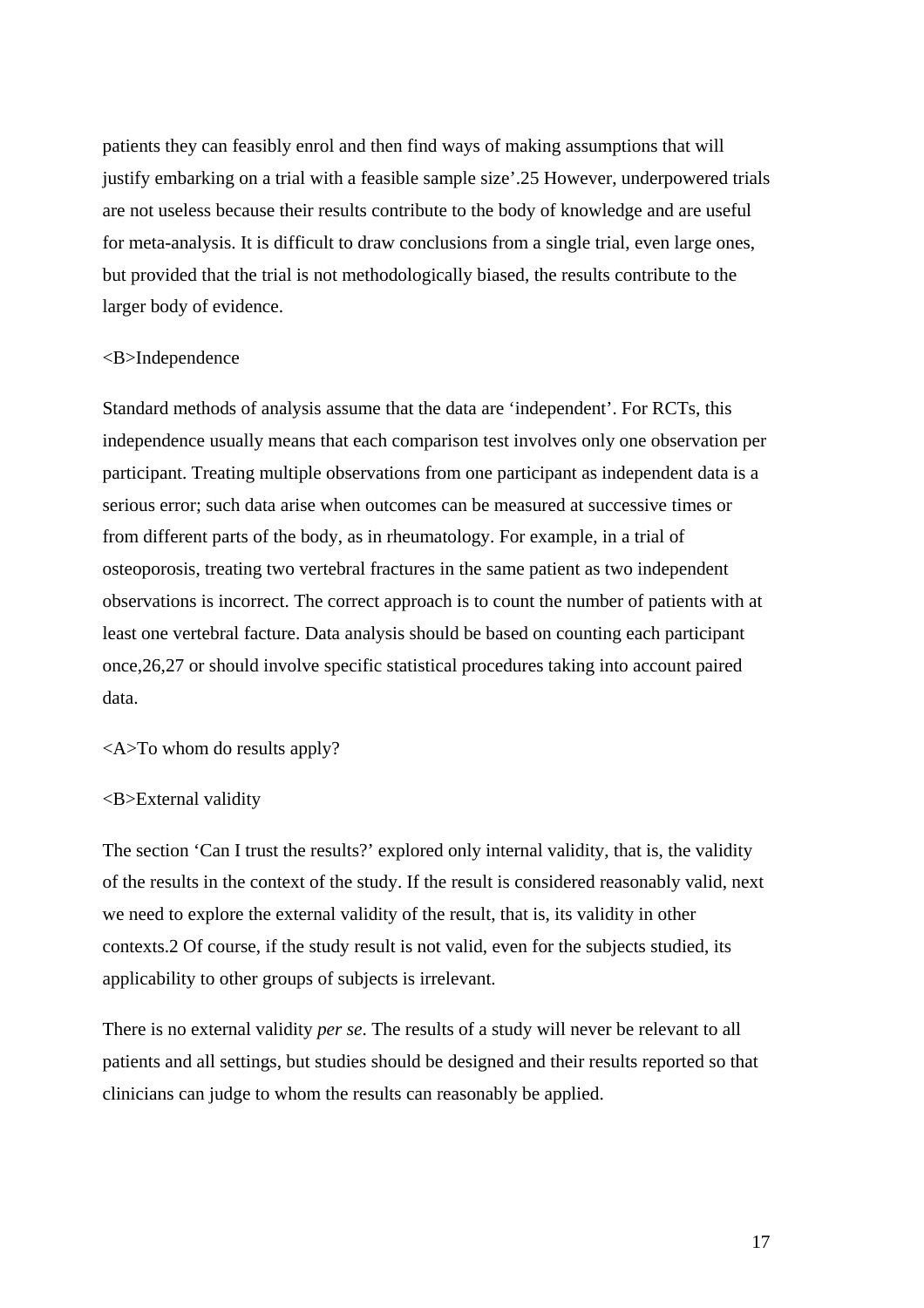patients they can feasibly enrol and then find ways of making assumptions that will justify embarking on a trial with a feasible sample size'.25 However, underpowered trials are not useless because their results contribute to the body of knowledge and are useful for meta-analysis. It is difficult to draw conclusions from a single trial, even large ones, but provided that the trial is not methodologically biased, the results contribute to the larger body of evidence.

<B>Independence

Standard methods of analysis assume that the data are 'independent'. For RCTs, this independence usually means that each comparison test involves only one observation per participant. Treating multiple observations from one participant as independent data is a serious error; such data arise when outcomes can be measured at successive times or from different parts of the body, as in rheumatology. For example, in a trial of osteoporosis, treating two vertebral fractures in the same patient as two independent observations is incorrect. The correct approach is to count the number of patients with at least one vertebral facture. Data analysis should be based on counting each participant once,26,27 or should involve specific statistical procedures taking into account paired data.

<A>To whom do results apply?

<B>External validity

The section 'Can I trust the results?' explored only internal validity, that is, the validity of the results in the context of the study. If the result is considered reasonably valid, next we need to explore the external validity of the result, that is, its validity in other contexts.2 Of course, if the study result is not valid, even for the subjects studied, its applicability to other groups of subjects is irrelevant.

There is no external validity *per se*. The results of a study will never be relevant to all patients and all settings, but studies should be designed and their results reported so that clinicians can judge to whom the results can reasonably be applied.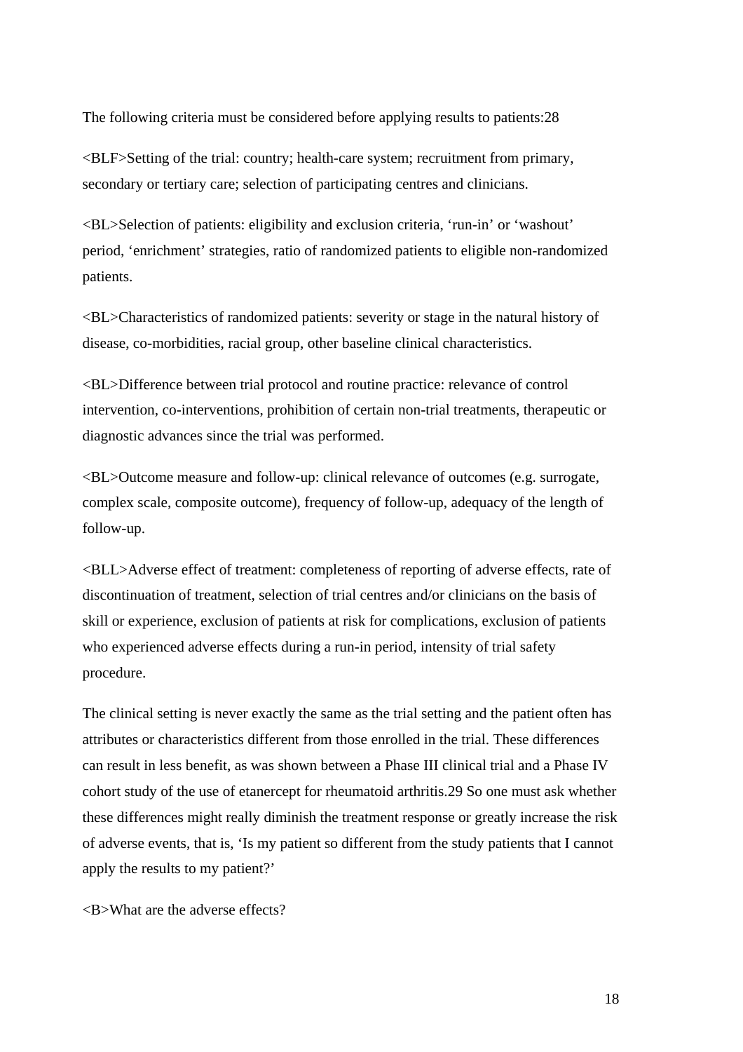The following criteria must be considered before applying results to patients:28

<BLF>Setting of the trial: country; health-care system; recruitment from primary, secondary or tertiary care; selection of participating centres and clinicians.

<BL>Selection of patients: eligibility and exclusion criteria, 'run-in' or 'washout' period, 'enrichment' strategies, ratio of randomized patients to eligible non-randomized patients.

<BL>Characteristics of randomized patients: severity or stage in the natural history of disease, co-morbidities, racial group, other baseline clinical characteristics.

<BL>Difference between trial protocol and routine practice: relevance of control intervention, co-interventions, prohibition of certain non-trial treatments, therapeutic or diagnostic advances since the trial was performed.

<BL>Outcome measure and follow-up: clinical relevance of outcomes (e.g. surrogate, complex scale, composite outcome), frequency of follow-up, adequacy of the length of follow-up.

<BLL>Adverse effect of treatment: completeness of reporting of adverse effects, rate of discontinuation of treatment, selection of trial centres and/or clinicians on the basis of skill or experience, exclusion of patients at risk for complications, exclusion of patients who experienced adverse effects during a run-in period, intensity of trial safety procedure.

The clinical setting is never exactly the same as the trial setting and the patient often has attributes or characteristics different from those enrolled in the trial. These differences can result in less benefit, as was shown between a Phase III clinical trial and a Phase IV cohort study of the use of etanercept for rheumatoid arthritis.29 So one must ask whether these differences might really diminish the treatment response or greatly increase the risk of adverse events, that is, 'Is my patient so different from the study patients that I cannot apply the results to my patient?'

<B>What are the adverse effects?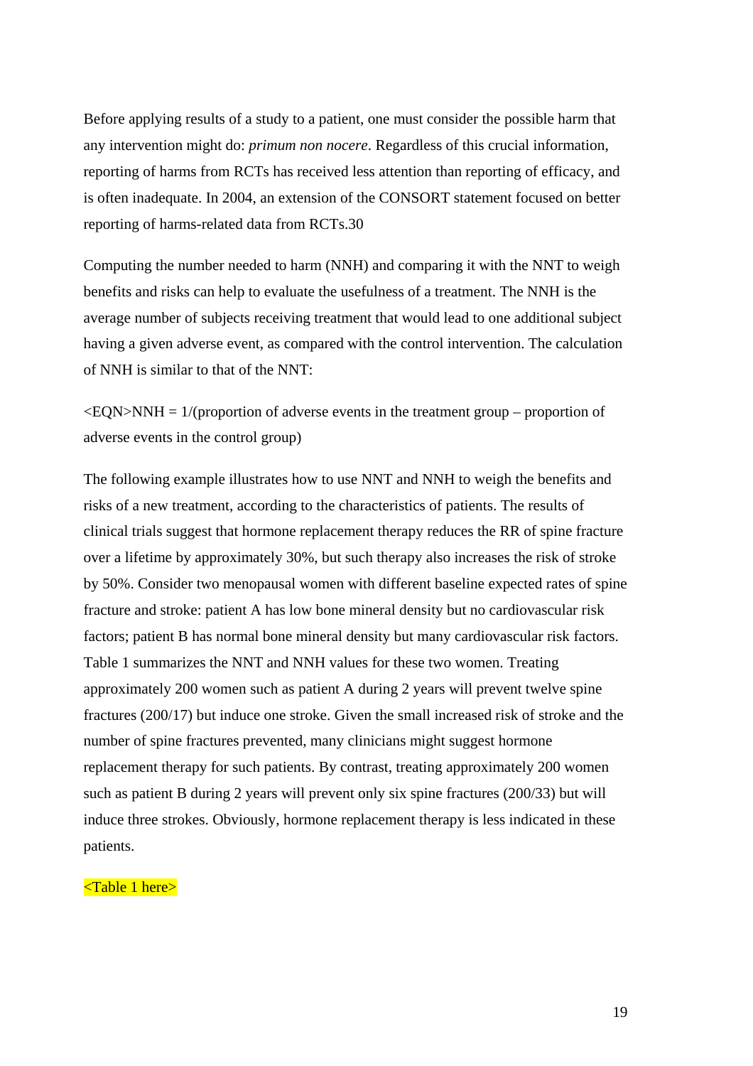Before applying results of a study to a patient, one must consider the possible harm that any intervention might do: *primum non nocere*. Regardless of this crucial information, reporting of harms from RCTs has received less attention than reporting of efficacy, and is often inadequate. In 2004, an extension of the CONSORT statement focused on better reporting of harms-related data from RCTs.30

Computing the number needed to harm (NNH) and comparing it with the NNT to weigh benefits and risks can help to evaluate the usefulness of a treatment. The NNH is the average number of subjects receiving treatment that would lead to one additional subject having a given adverse event, as compared with the control intervention. The calculation of NNH is similar to that of the NNT:

<EQN>NNH = 1/(proportion of adverse events in the treatment group – proportion of adverse events in the control group)

The following example illustrates how to use NNT and NNH to weigh the benefits and risks of a new treatment, according to the characteristics of patients. The results of clinical trials suggest that hormone replacement therapy reduces the RR of spine fracture over a lifetime by approximately 30%, but such therapy also increases the risk of stroke by 50%. Consider two menopausal women with different baseline expected rates of spine fracture and stroke: patient A has low bone mineral density but no cardiovascular risk factors; patient B has normal bone mineral density but many cardiovascular risk factors. Table 1 summarizes the NNT and NNH values for these two women. Treating approximately 200 women such as patient A during 2 years will prevent twelve spine fractures (200/17) but induce one stroke. Given the small increased risk of stroke and the number of spine fractures prevented, many clinicians might suggest hormone replacement therapy for such patients. By contrast, treating approximately 200 women such as patient B during 2 years will prevent only six spine fractures (200/33) but will induce three strokes. Obviously, hormone replacement therapy is less indicated in these patients.

<Table 1 here>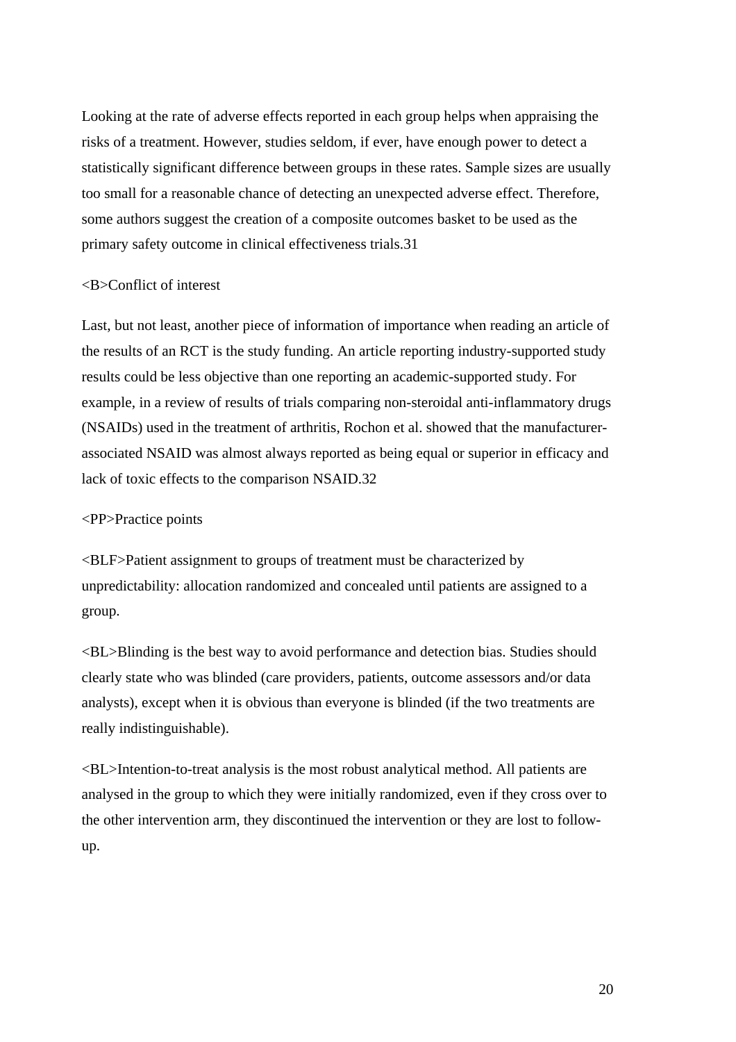Looking at the rate of adverse effects reported in each group helps when appraising the risks of a treatment. However, studies seldom, if ever, have enough power to detect a statistically significant difference between groups in these rates. Sample sizes are usually too small for a reasonable chance of detecting an unexpected adverse effect. Therefore, some authors suggest the creation of a composite outcomes basket to be used as the primary safety outcome in clinical effectiveness trials.[31]

<B>Conflict of interest

Last, but not least, another piece of information of importance when reading an article of the results of an RCT is the study funding. An article reporting industry-supported study results could be less objective than one reporting an academic-supported study. For example, in a review of results of trials comparing non-steroidal anti-inflammatory drugs (NSAIDs) used in the treatment of arthritis, Rochon et al. showed that the manufacturer-associated NSAID was almost always reported as being equal or superior in efficacy and lack of toxic effects to the comparison NSAID.[32]

<PP>Practice points

<BLF>Patient assignment to groups of treatment must be characterized by unpredictability: allocation randomized and concealed until patients are assigned to a group.

<BL>Blinding is the best way to avoid performance and detection bias. Studies should clearly state who was blinded (care providers, patients, outcome assessors and/or data analysts), except when it is obvious than everyone is blinded (if the two treatments are really indistinguishable).

<BL>Intention-to-treat analysis is the most robust analytical method. All patients are analysed in the group to which they were initially randomized, even if they cross over to the other intervention arm, they discontinued the intervention or they are lost to follow-up.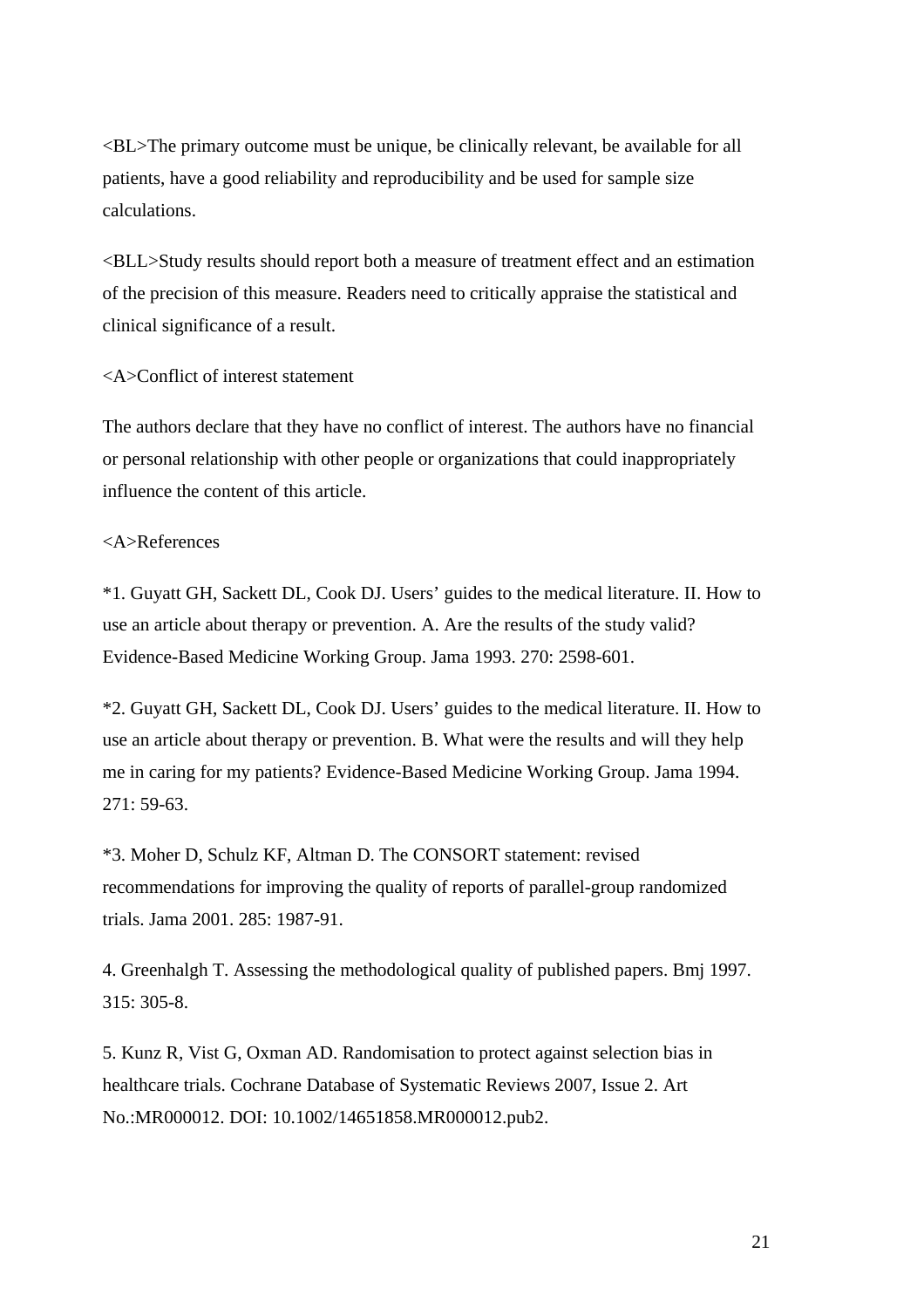<BL>The primary outcome must be unique, be clinically relevant, be available for all patients, have a good reliability and reproducibility and be used for sample size calculations.

<BLL>Study results should report both a measure of treatment effect and an estimation of the precision of this measure. Readers need to critically appraise the statistical and clinical significance of a result.

<A>Conflict of interest statement

The authors declare that they have no conflict of interest. The authors have no financial or personal relationship with other people or organizations that could inappropriately influence the content of this article.

<A>References

*1. Guyatt GH, Sackett DL, Cook DJ. Users' guides to the medical literature. II. How to use an article about therapy or prevention. A. Are the results of the study valid? Evidence-Based Medicine Working Group. Jama 1993. 270: 2598-601.

*2. Guyatt GH, Sackett DL, Cook DJ. Users' guides to the medical literature. II. How to use an article about therapy or prevention. B. What were the results and will they help me in caring for my patients? Evidence-Based Medicine Working Group. Jama 1994. 271: 59-63.

*3. Moher D, Schulz KF, Altman D. The CONSORT statement: revised recommendations for improving the quality of reports of parallel-group randomized trials. Jama 2001. 285: 1987-91.

4. Greenhalgh T. Assessing the methodological quality of published papers. Bmj 1997. 315: 305-8.

5. Kunz R, Vist G, Oxman AD. Randomisation to protect against selection bias in healthcare trials. Cochrane Database of Systematic Reviews 2007, Issue 2. Art No.:MR000012. DOI: 10.1002/14651858.MR000012.pub2.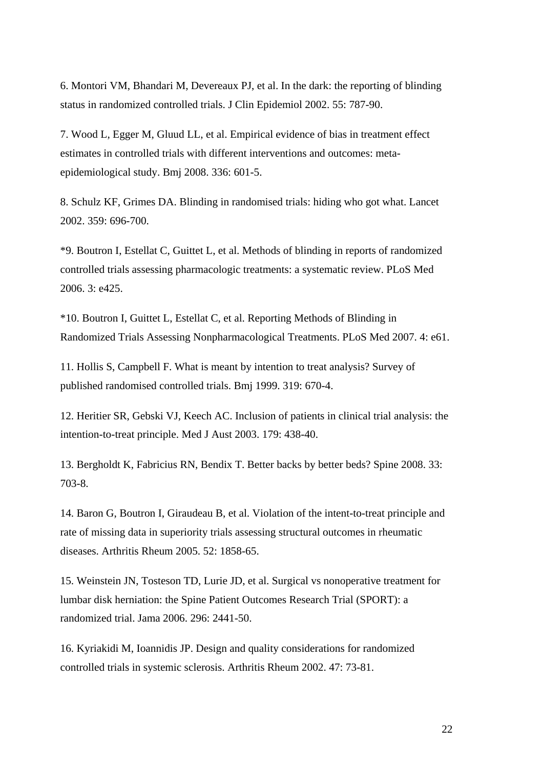6. Montori VM, Bhandari M, Devereaux PJ, et al. In the dark: the reporting of blinding status in randomized controlled trials. J Clin Epidemiol 2002. 55: 787-90.

7. Wood L, Egger M, Gluud LL, et al. Empirical evidence of bias in treatment effect estimates in controlled trials with different interventions and outcomes: meta-epidemiological study. Bmj 2008. 336: 601-5.

8. Schulz KF, Grimes DA. Blinding in randomised trials: hiding who got what. Lancet 2002. 359: 696-700.

*9. Boutron I, Estellat C, Guittet L, et al. Methods of blinding in reports of randomized controlled trials assessing pharmacologic treatments: a systematic review. PLoS Med 2006. 3: e425.

*10. Boutron I, Guittet L, Estellat C, et al. Reporting Methods of Blinding in Randomized Trials Assessing Nonpharmacological Treatments. PLoS Med 2007. 4: e61.

11. Hollis S, Campbell F. What is meant by intention to treat analysis? Survey of published randomised controlled trials. Bmj 1999. 319: 670-4.

12. Heritier SR, Gebski VJ, Keech AC. Inclusion of patients in clinical trial analysis: the intention-to-treat principle. Med J Aust 2003. 179: 438-40.

13. Bergholdt K, Fabricius RN, Bendix T. Better backs by better beds? Spine 2008. 33: 703-8.

14. Baron G, Boutron I, Giraudeau B, et al. Violation of the intent-to-treat principle and rate of missing data in superiority trials assessing structural outcomes in rheumatic diseases. Arthritis Rheum 2005. 52: 1858-65.

15. Weinstein JN, Tosteson TD, Lurie JD, et al. Surgical vs nonoperative treatment for lumbar disk herniation: the Spine Patient Outcomes Research Trial (SPORT): a randomized trial. Jama 2006. 296: 2441-50.

16. Kyriakidi M, Ioannidis JP. Design and quality considerations for randomized controlled trials in systemic sclerosis. Arthritis Rheum 2002. 47: 73-81.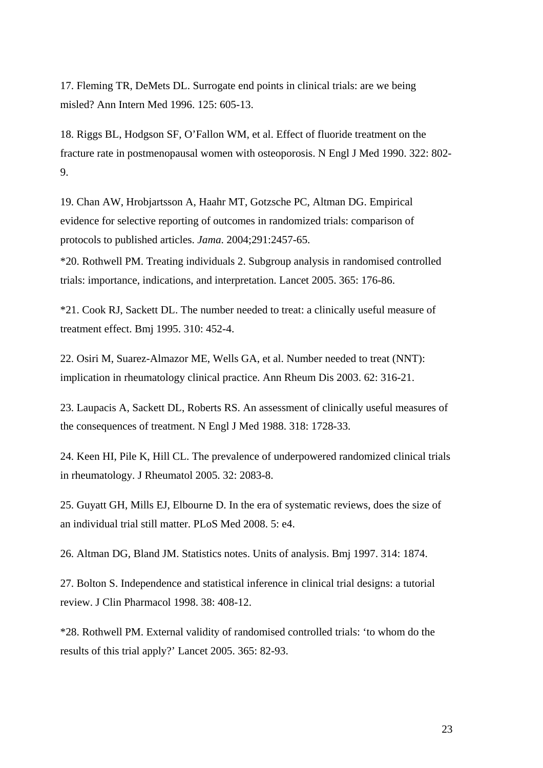17. Fleming TR, DeMets DL. Surrogate end points in clinical trials: are we being misled? Ann Intern Med 1996. 125: 605-13.

18. Riggs BL, Hodgson SF, O'Fallon WM, et al. Effect of fluoride treatment on the fracture rate in postmenopausal women with osteoporosis. N Engl J Med 1990. 322: 802-9.

19. Chan AW, Hrobjartsson A, Haahr MT, Gotzsche PC, Altman DG. Empirical evidence for selective reporting of outcomes in randomized trials: comparison of protocols to published articles. *Jama*. 2004;291:2457-65.

*20. Rothwell PM. Treating individuals 2. Subgroup analysis in randomised controlled trials: importance, indications, and interpretation. Lancet 2005. 365: 176-86.

*21. Cook RJ, Sackett DL. The number needed to treat: a clinically useful measure of treatment effect. Bmj 1995. 310: 452-4.

22. Osiri M, Suarez-Almazor ME, Wells GA, et al. Number needed to treat (NNT): implication in rheumatology clinical practice. Ann Rheum Dis 2003. 62: 316-21.

23. Laupacis A, Sackett DL, Roberts RS. An assessment of clinically useful measures of the consequences of treatment. N Engl J Med 1988. 318: 1728-33.

24. Keen HI, Pile K, Hill CL. The prevalence of underpowered randomized clinical trials in rheumatology. J Rheumatol 2005. 32: 2083-8.

25. Guyatt GH, Mills EJ, Elbourne D. In the era of systematic reviews, does the size of an individual trial still matter. PLoS Med 2008. 5: e4.

26. Altman DG, Bland JM. Statistics notes. Units of analysis. Bmj 1997. 314: 1874.

27. Bolton S. Independence and statistical inference in clinical trial designs: a tutorial review. J Clin Pharmacol 1998. 38: 408-12.

*28. Rothwell PM. External validity of randomised controlled trials: 'to whom do the results of this trial apply?' Lancet 2005. 365: 82-93.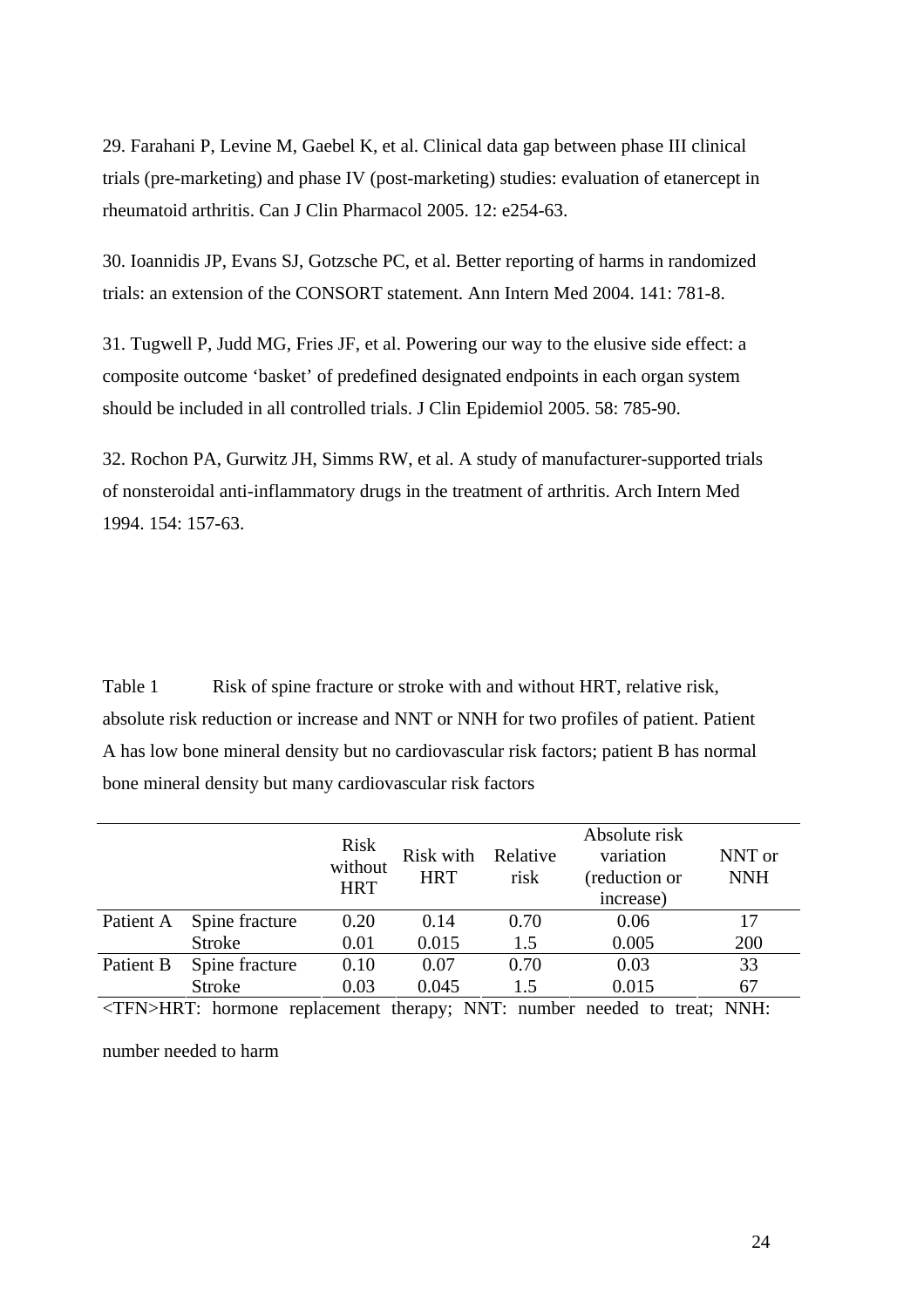29. Farahani P, Levine M, Gaebel K, et al. Clinical data gap between phase III clinical trials (pre-marketing) and phase IV (post-marketing) studies: evaluation of etanercept in rheumatoid arthritis. Can J Clin Pharmacol 2005. 12: e254-63.

30. Ioannidis JP, Evans SJ, Gotzsche PC, et al. Better reporting of harms in randomized trials: an extension of the CONSORT statement. Ann Intern Med 2004. 141: 781-8.

31. Tugwell P, Judd MG, Fries JF, et al. Powering our way to the elusive side effect: a composite outcome 'basket' of predefined designated endpoints in each organ system should be included in all controlled trials. J Clin Epidemiol 2005. 58: 785-90.

32. Rochon PA, Gurwitz JH, Simms RW, et al. A study of manufacturer-supported trials of nonsteroidal anti-inflammatory drugs in the treatment of arthritis. Arch Intern Med 1994. 154: 157-63.

Table 1 Risk of spine fracture or stroke with and without HRT, relative risk, absolute risk reduction or increase and NNT or NNH for two profiles of patient. Patient A has low bone mineral density but no cardiovascular risk factors; patient B has normal bone mineral density but many cardiovascular risk factors

| | | Risk without HRT | Risk with HRT | Relative risk | Absolute risk variation (reduction or increase) | NNT or NNH |
|---|---|---|---|---|---|---|
| Patient A | Spine fracture | 0.20 | 0.14 | 0.70 | 0.06 | 17 |
| | Stroke | 0.01 | 0.015 | 1.5 | 0.005 | 200 |
| Patient B | Spine fracture | 0.10 | 0.07 | 0.70 | 0.03 | 33 |
| | Stroke | 0.03 | 0.045 | 1.5 | 0.015 | 67 |

<TFN>HRT: hormone replacement therapy; NNT: number needed to treat; NNH: number needed to harm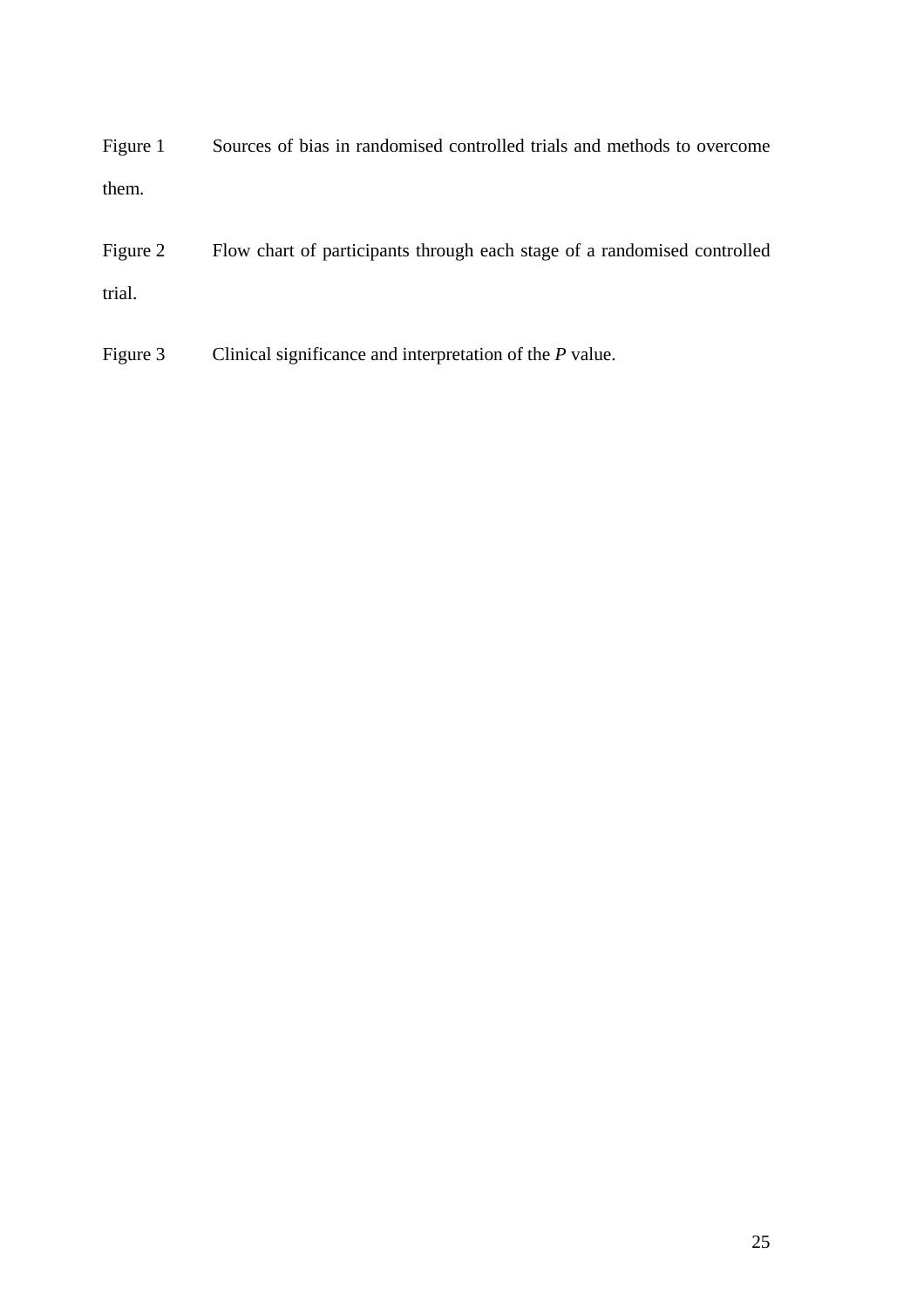Figure 1 Sources of bias in randomised controlled trials and methods to overcome them.

Figure 2 Flow chart of participants through each stage of a randomised controlled trial.

Figure 3 Clinical significance and interpretation of the *P* value.